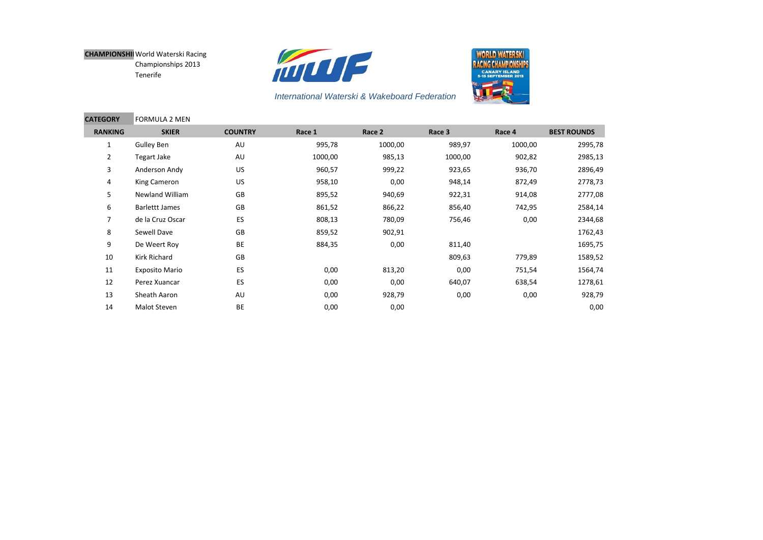**CHAMPIONSHIP** World Waterski Racing Championships 2013 Tenerife

*International Waterski & Wakeboard Federation*

**CATEGORY** FORMULA 2 MEN

| RANKING | SKIER | COUNTRY | Race 1 | Race 2 | Race 3 | Race 4 | BEST ROUNDS |
|---|---|---|---|---|---|---|---|
| 1 | Gulley Ben | AU | 995,78 | 1000,00 | 989,97 | 1000,00 | 2995,78 |
| 2 | Tegart Jake | AU | 1000,00 | 985,13 | 1000,00 | 902,82 | 2985,13 |
| 3 | Anderson Andy | US | 960,57 | 999,22 | 923,65 | 936,70 | 2896,49 |
| 4 | King Cameron | US | 958,10 | 0,00 | 948,14 | 872,49 | 2778,73 |
| 5 | Newland William | GB | 895,52 | 940,69 | 922,31 | 914,08 | 2777,08 |
| 6 | Barlettt James | GB | 861,52 | 866,22 | 856,40 | 742,95 | 2584,14 |
| 7 | de la Cruz Oscar | ES | 808,13 | 780,09 | 756,46 | 0,00 | 2344,68 |
| 8 | Sewell Dave | GB | 859,52 | 902,91 | | | 1762,43 |
| 9 | De Weert Roy | BE | 884,35 | 0,00 | 811,40 | | 1695,75 |
| 10 | Kirk Richard | GB | | | 809,63 | 779,89 | 1589,52 |
| 11 | Exposito Mario | ES | 0,00 | 813,20 | 0,00 | 751,54 | 1564,74 |
| 12 | Perez Xuancar | ES | 0,00 | 0,00 | 640,07 | 638,54 | 1278,61 |
| 13 | Sheath Aaron | AU | 0,00 | 928,79 | 0,00 | 0,00 | 928,79 |
| 14 | Malot Steven | BE | 0,00 | 0,00 | | | 0,00 |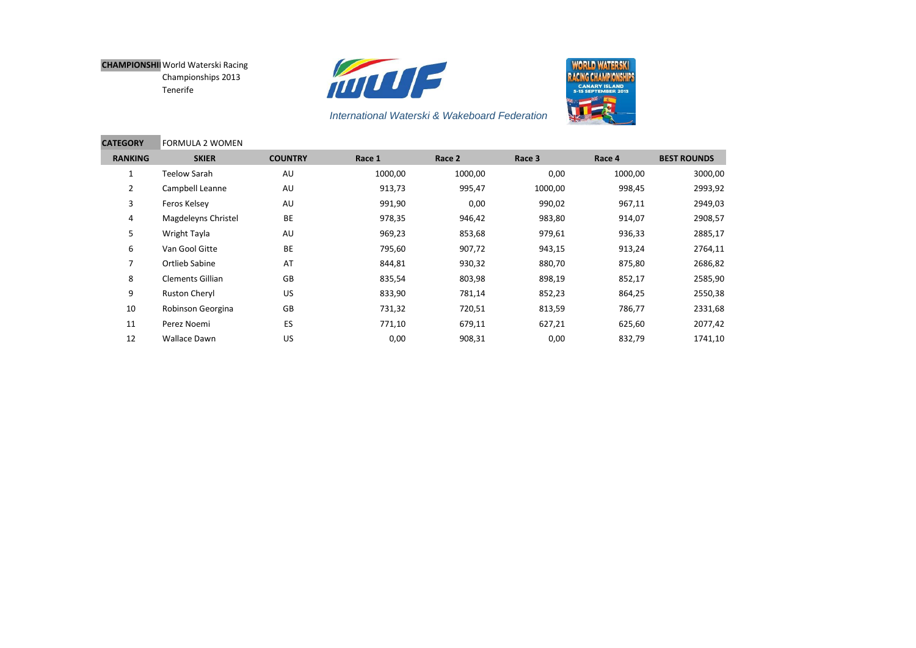**CHAMPIONSHIP** World Waterski Racing Championships 2013 Tenerife

*International Waterski & Wakeboard Federation*

**CATEGORY** FORMULA 2 WOMEN

| RANKING | SKIER | COUNTRY | Race 1 | Race 2 | Race 3 | Race 4 | BEST ROUNDS |
|---|---|---|---|---|---|---|---|
| 1 | Teelow Sarah | AU | 1000,00 | 1000,00 | 0,00 | 1000,00 | 3000,00 |
| 2 | Campbell Leanne | AU | 913,73 | 995,47 | 1000,00 | 998,45 | 2993,92 |
| 3 | Feros Kelsey | AU | 991,90 | 0,00 | 990,02 | 967,11 | 2949,03 |
| 4 | Magdeleyns Christel | BE | 978,35 | 946,42 | 983,80 | 914,07 | 2908,57 |
| 5 | Wright Tayla | AU | 969,23 | 853,68 | 979,61 | 936,33 | 2885,17 |
| 6 | Van Gool Gitte | BE | 795,60 | 907,72 | 943,15 | 913,24 | 2764,11 |
| 7 | Ortlieb Sabine | AT | 844,81 | 930,32 | 880,70 | 875,80 | 2686,82 |
| 8 | Clements Gillian | GB | 835,54 | 803,98 | 898,19 | 852,17 | 2585,90 |
| 9 | Ruston Cheryl | US | 833,90 | 781,14 | 852,23 | 864,25 | 2550,38 |
| 10 | Robinson Georgina | GB | 731,32 | 720,51 | 813,59 | 786,77 | 2331,68 |
| 11 | Perez Noemi | ES | 771,10 | 679,11 | 627,21 | 625,60 | 2077,42 |
| 12 | Wallace Dawn | US | 0,00 | 908,31 | 0,00 | 832,79 | 1741,10 |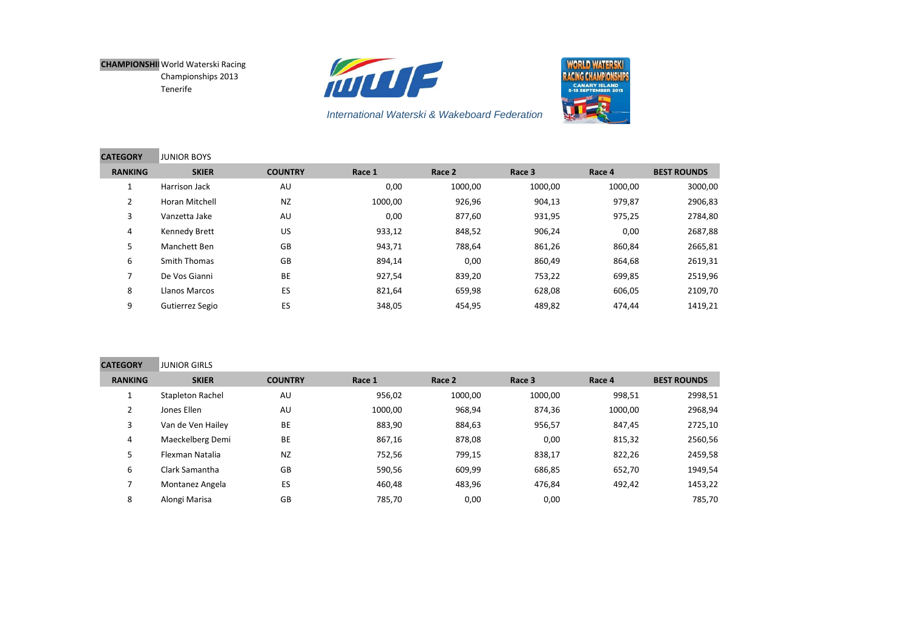**CHAMPIONSHIP** World Waterski Racing Championships 2013 Tenerife

*International Waterski & Wakeboard Federation*

**CATEGORY** JUNIOR BOYS

| RANKING | SKIER | COUNTRY | Race 1 | Race 2 | Race 3 | Race 4 | BEST ROUNDS |
|---|---|---|---|---|---|---|---|
| 1 | Harrison Jack | AU | 0,00 | 1000,00 | 1000,00 | 1000,00 | 3000,00 |
| 2 | Horan Mitchell | NZ | 1000,00 | 926,96 | 904,13 | 979,87 | 2906,83 |
| 3 | Vanzetta Jake | AU | 0,00 | 877,60 | 931,95 | 975,25 | 2784,80 |
| 4 | Kennedy Brett | US | 933,12 | 848,52 | 906,24 | 0,00 | 2687,88 |
| 5 | Manchett Ben | GB | 943,71 | 788,64 | 861,26 | 860,84 | 2665,81 |
| 6 | Smith Thomas | GB | 894,14 | 0,00 | 860,49 | 864,68 | 2619,31 |
| 7 | De Vos Gianni | BE | 927,54 | 839,20 | 753,22 | 699,85 | 2519,96 |
| 8 | Llanos Marcos | ES | 821,64 | 659,98 | 628,08 | 606,05 | 2109,70 |
| 9 | Gutierrez Segio | ES | 348,05 | 454,95 | 489,82 | 474,44 | 1419,21 |

**CATEGORY** JUNIOR GIRLS

| RANKING | SKIER | COUNTRY | Race 1 | Race 2 | Race 3 | Race 4 | BEST ROUNDS |
|---|---|---|---|---|---|---|---|
| 1 | Stapleton Rachel | AU | 956,02 | 1000,00 | 1000,00 | 998,51 | 2998,51 |
| 2 | Jones Ellen | AU | 1000,00 | 968,94 | 874,36 | 1000,00 | 2968,94 |
| 3 | Van de Ven Hailey | BE | 883,90 | 884,63 | 956,57 | 847,45 | 2725,10 |
| 4 | Maeckelberg Demi | BE | 867,16 | 878,08 | 0,00 | 815,32 | 2560,56 |
| 5 | Flexman Natalia | NZ | 752,56 | 799,15 | 838,17 | 822,26 | 2459,58 |
| 6 | Clark Samantha | GB | 590,56 | 609,99 | 686,85 | 652,70 | 1949,54 |
| 7 | Montanez Angela | ES | 460,48 | 483,96 | 476,84 | 492,42 | 1453,22 |
| 8 | Alongi Marisa | GB | 785,70 | 0,00 | 0,00 | | 785,70 |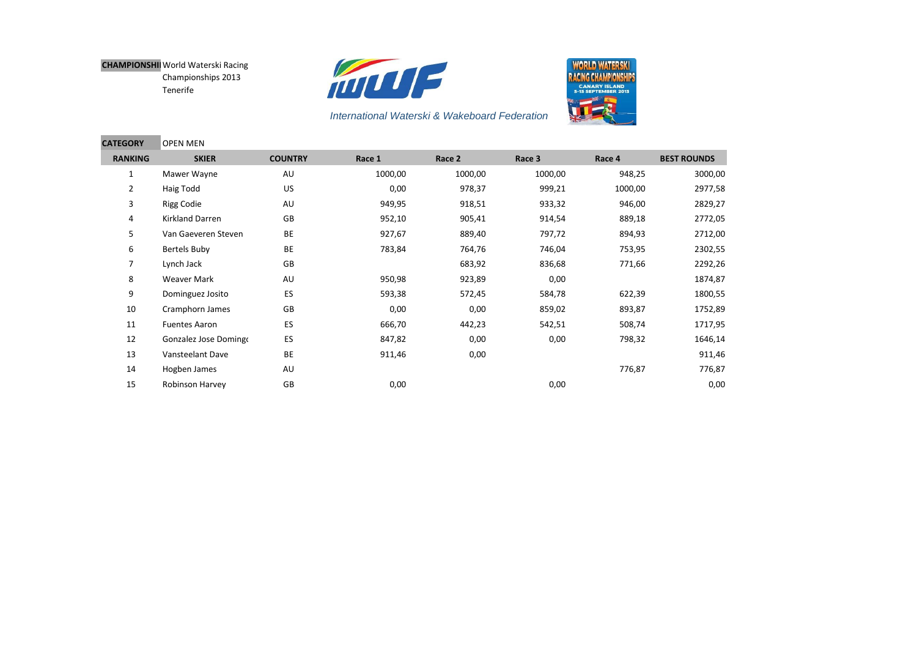**CHAMPIONSHIP** World Waterski Racing Championships 2013 Tenerife

*International Waterski & Wakeboard Federation*

**CATEGORY** OPEN MEN

| RANKING | SKIER | COUNTRY | Race 1 | Race 2 | Race 3 | Race 4 | BEST ROUNDS |
|---|---|---|---|---|---|---|---|
| 1 | Mawer Wayne | AU | 1000,00 | 1000,00 | 1000,00 | 948,25 | 3000,00 |
| 2 | Haig Todd | US | 0,00 | 978,37 | 999,21 | 1000,00 | 2977,58 |
| 3 | Rigg Codie | AU | 949,95 | 918,51 | 933,32 | 946,00 | 2829,27 |
| 4 | Kirkland Darren | GB | 952,10 | 905,41 | 914,54 | 889,18 | 2772,05 |
| 5 | Van Gaeveren Steven | BE | 927,67 | 889,40 | 797,72 | 894,93 | 2712,00 |
| 6 | Bertels Buby | BE | 783,84 | 764,76 | 746,04 | 753,95 | 2302,55 |
| 7 | Lynch Jack | GB | | 683,92 | 836,68 | 771,66 | 2292,26 |
| 8 | Weaver Mark | AU | 950,98 | 923,89 | 0,00 | | 1874,87 |
| 9 | Dominguez Josito | ES | 593,38 | 572,45 | 584,78 | 622,39 | 1800,55 |
| 10 | Cramphorn James | GB | 0,00 | 0,00 | 859,02 | 893,87 | 1752,89 |
| 11 | Fuentes Aaron | ES | 666,70 | 442,23 | 542,51 | 508,74 | 1717,95 |
| 12 | Gonzalez Jose Doming | ES | 847,82 | 0,00 | 0,00 | 798,32 | 1646,14 |
| 13 | Vansteelant Dave | BE | 911,46 | 0,00 | | | 911,46 |
| 14 | Hogben James | AU | | | | 776,87 | 776,87 |
| 15 | Robinson Harvey | GB | 0,00 | | 0,00 | | 0,00 |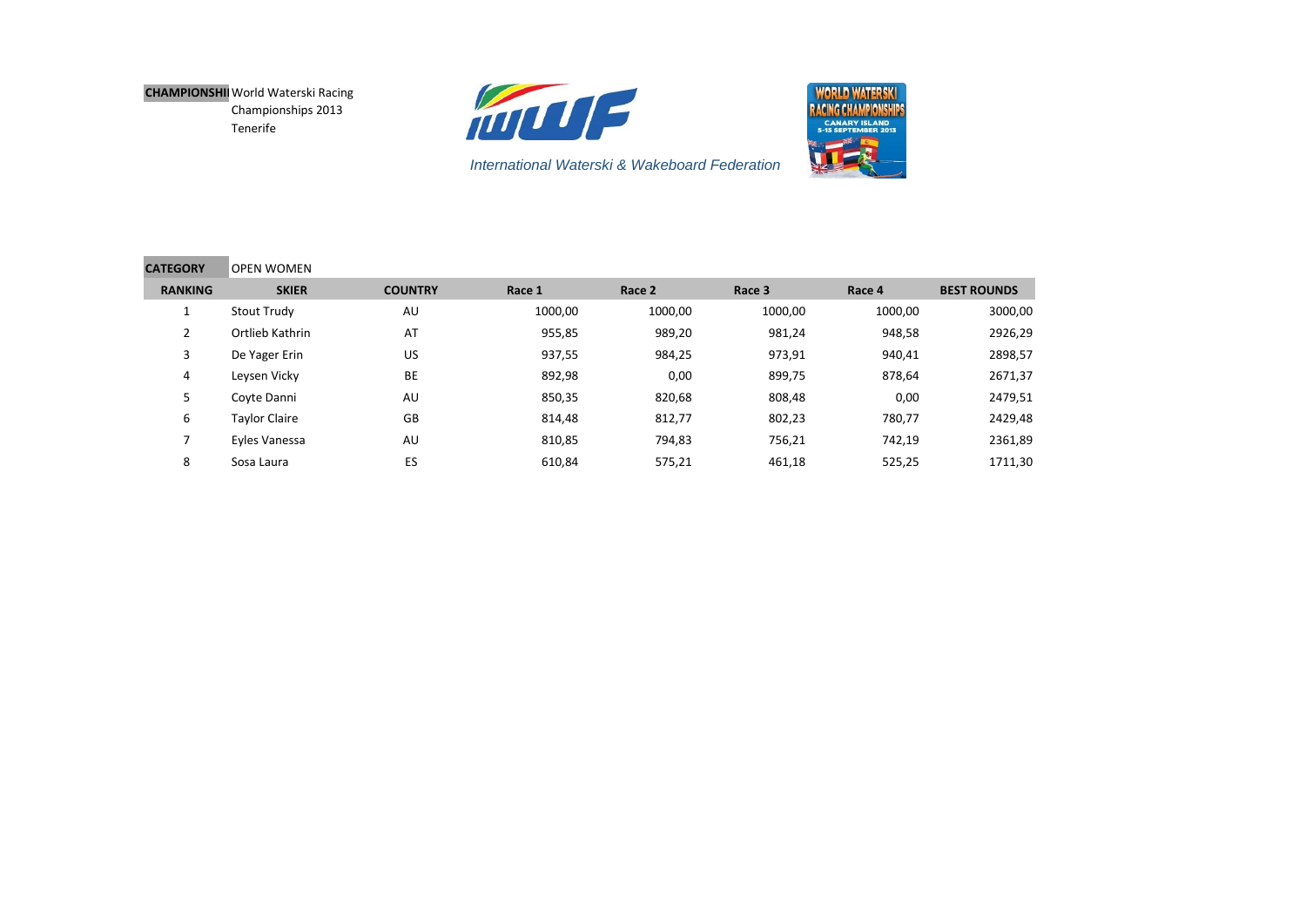**CHAMPIONSHI** World Waterski Racing Championships 2013 Tenerife

*International Waterski & Wakeboard Federation*

**CATEGORY** OPEN WOMEN

| RANKING | SKIER | COUNTRY | Race 1 | Race 2 | Race 3 | Race 4 | BEST ROUNDS |
|---|---|---|---|---|---|---|---|
| 1 | Stout Trudy | AU | 1000,00 | 1000,00 | 1000,00 | 1000,00 | 3000,00 |
| 2 | Ortlieb Kathrin | AT | 955,85 | 989,20 | 981,24 | 948,58 | 2926,29 |
| 3 | De Yager Erin | US | 937,55 | 984,25 | 973,91 | 940,41 | 2898,57 |
| 4 | Leysen Vicky | BE | 892,98 | 0,00 | 899,75 | 878,64 | 2671,37 |
| 5 | Coyte Danni | AU | 850,35 | 820,68 | 808,48 | 0,00 | 2479,51 |
| 6 | Taylor Claire | GB | 814,48 | 812,77 | 802,23 | 780,77 | 2429,48 |
| 7 | Eyles Vanessa | AU | 810,85 | 794,83 | 756,21 | 742,19 | 2361,89 |
| 8 | Sosa Laura | ES | 610,84 | 575,21 | 461,18 | 525,25 | 1711,30 |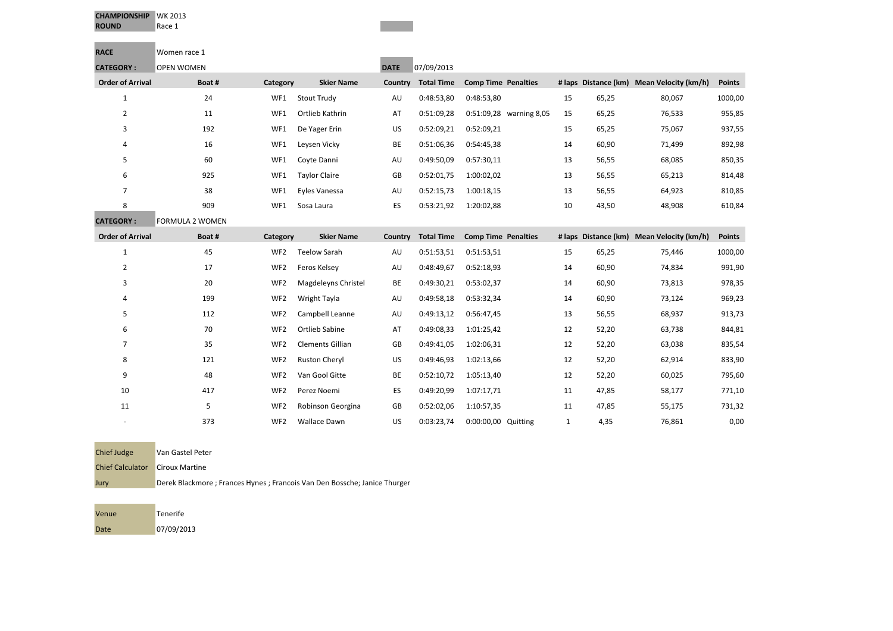| CHAMPIONSHIP | WK 2013 |
|---|---|
| ROUND | Race 1 |

| RACE | Women race 1 |
|---|---|

**CATEGORY :** OPEN WOMEN **DATE** 07/09/2013

| Order of Arrival | Boat # | Category | Skier Name | Country | Total Time | Comp Time | Penalties | # laps | Distance (km) | Mean Velocity (km/h) | Points |
|---|---|---|---|---|---|---|---|---|---|---|---|
| 1 | 24 | WF1 | Stout Trudy | AU | 0:48:53,80 | 0:48:53,80 | | 15 | 65,25 | 80,067 | 1000,00 |
| 2 | 11 | WF1 | Ortlieb Kathrin | AT | 0:51:09,28 | 0:51:09,28 | warning 8,05 | 15 | 65,25 | 76,533 | 955,85 |
| 3 | 192 | WF1 | De Yager Erin | US | 0:52:09,21 | 0:52:09,21 | | 15 | 65,25 | 75,067 | 937,55 |
| 4 | 16 | WF1 | Leysen Vicky | BE | 0:51:06,36 | 0:54:45,38 | | 14 | 60,90 | 71,499 | 892,98 |
| 5 | 60 | WF1 | Coyte Danni | AU | 0:49:50,09 | 0:57:30,11 | | 13 | 56,55 | 68,085 | 850,35 |
| 6 | 925 | WF1 | Taylor Claire | GB | 0:52:01,75 | 1:00:02,02 | | 13 | 56,55 | 65,213 | 814,48 |
| 7 | 38 | WF1 | Eyles Vanessa | AU | 0:52:15,73 | 1:00:18,15 | | 13 | 56,55 | 64,923 | 810,85 |
| 8 | 909 | WF1 | Sosa Laura | ES | 0:53:21,92 | 1:20:02,88 | | 10 | 43,50 | 48,908 | 610,84 |

**CATEGORY :** FORMULA 2 WOMEN

| Order of Arrival | Boat # | Category | Skier Name | Country | Total Time | Comp Time | Penalties | # laps | Distance (km) | Mean Velocity (km/h) | Points |
|---|---|---|---|---|---|---|---|---|---|---|---|
| 1 | 45 | WF2 | Teelow Sarah | AU | 0:51:53,51 | 0:51:53,51 | | 15 | 65,25 | 75,446 | 1000,00 |
| 2 | 17 | WF2 | Feros Kelsey | AU | 0:48:49,67 | 0:52:18,93 | | 14 | 60,90 | 74,834 | 991,90 |
| 3 | 20 | WF2 | Magdeleyns Christel | BE | 0:49:30,21 | 0:53:02,37 | | 14 | 60,90 | 73,813 | 978,35 |
| 4 | 199 | WF2 | Wright Tayla | AU | 0:49:58,18 | 0:53:32,34 | | 14 | 60,90 | 73,124 | 969,23 |
| 5 | 112 | WF2 | Campbell Leanne | AU | 0:49:13,12 | 0:56:47,45 | | 13 | 56,55 | 68,937 | 913,73 |
| 6 | 70 | WF2 | Ortlieb Sabine | AT | 0:49:08,33 | 1:01:25,42 | | 12 | 52,20 | 63,738 | 844,81 |
| 7 | 35 | WF2 | Clements Gillian | GB | 0:49:41,05 | 1:02:06,31 | | 12 | 52,20 | 63,038 | 835,54 |
| 8 | 121 | WF2 | Ruston Cheryl | US | 0:49:46,93 | 1:02:13,66 | | 12 | 52,20 | 62,914 | 833,90 |
| 9 | 48 | WF2 | Van Gool Gitte | BE | 0:52:10,72 | 1:05:13,40 | | 12 | 52,20 | 60,025 | 795,60 |
| 10 | 417 | WF2 | Perez Noemi | ES | 0:49:20,99 | 1:07:17,71 | | 11 | 47,85 | 58,177 | 771,10 |
| 11 | 5 | WF2 | Robinson Georgina | GB | 0:52:02,06 | 1:10:57,35 | | 11 | 47,85 | 55,175 | 731,32 |
| - | 373 | WF2 | Wallace Dawn | US | 0:03:23,74 | 0:00:00,00 | Quitting | 1 | 4,35 | 76,861 | 0,00 |

| Chief Judge | Van Gastel Peter |
|---|---|
| Chief Calculator | Ciroux Martine |
| Jury | Derek Blackmore ; Frances Hynes ; Francois Van Den Bossche; Janice Thurger |

| Venue | Tenerife |
|---|---|
| Date | 07/09/2013 |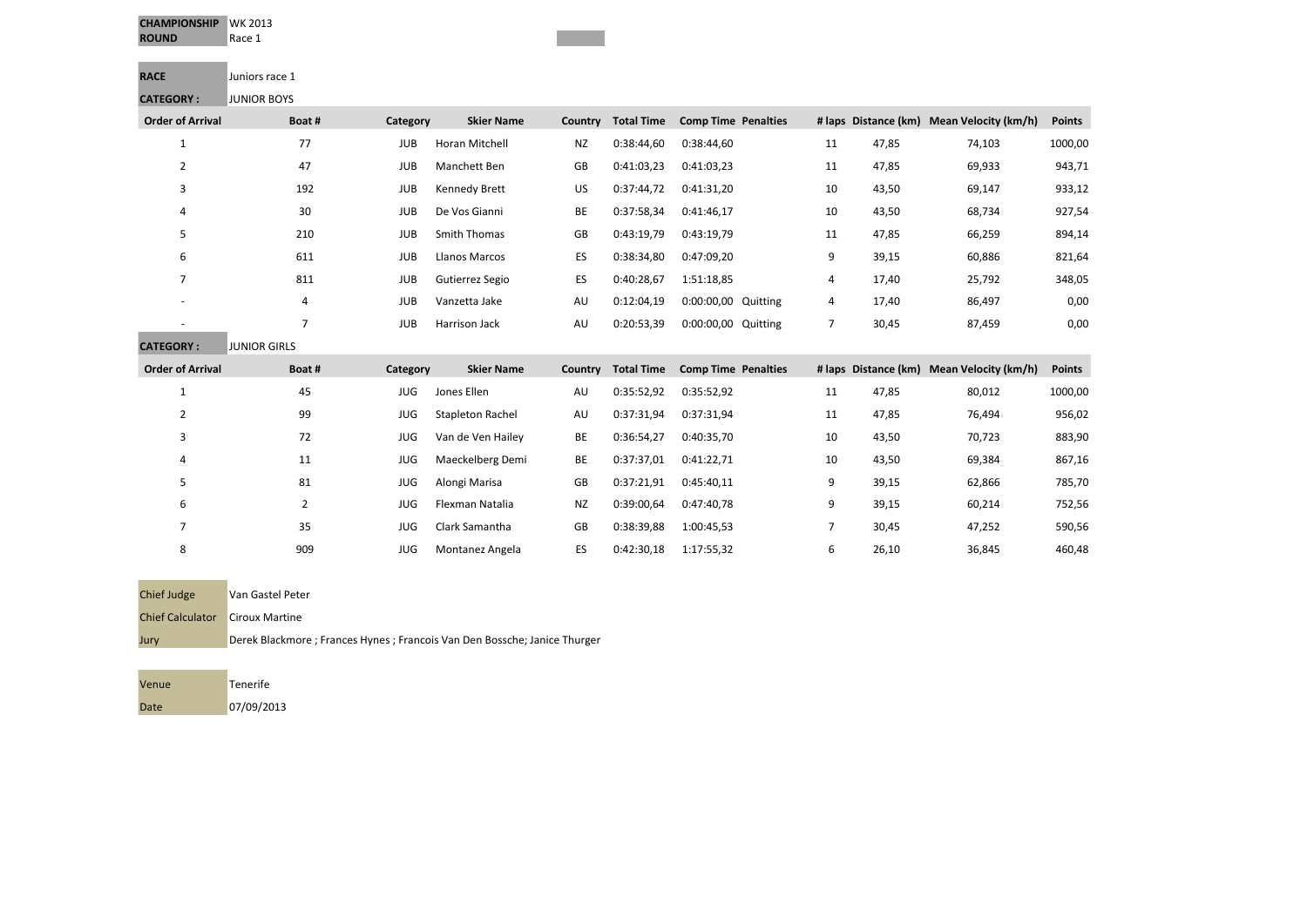| | |
|---|---|
| **CHAMPIONSHIP** | WK 2013 |
| **ROUND** | Race 1 |

| | |
|---|---|
| **RACE** | Juniors race 1 |

**CATEGORY :** JUNIOR BOYS

| Order of Arrival | Boat # | Category | Skier Name | Country | Total Time | Comp Time | Penalties | # laps | Distance (km) | Mean Velocity (km/h) | Points |
|---|---|---|---|---|---|---|---|---|---|---|---|
| 1 | 77 | JUB | Horan Mitchell | NZ | 0:38:44,60 | 0:38:44,60 | | 11 | 47,85 | 74,103 | 1000,00 |
| 2 | 47 | JUB | Manchett Ben | GB | 0:41:03,23 | 0:41:03,23 | | 11 | 47,85 | 69,933 | 943,71 |
| 3 | 192 | JUB | Kennedy Brett | US | 0:37:44,72 | 0:41:31,20 | | 10 | 43,50 | 69,147 | 933,12 |
| 4 | 30 | JUB | De Vos Gianni | BE | 0:37:58,34 | 0:41:46,17 | | 10 | 43,50 | 68,734 | 927,54 |
| 5 | 210 | JUB | Smith Thomas | GB | 0:43:19,79 | 0:43:19,79 | | 11 | 47,85 | 66,259 | 894,14 |
| 6 | 611 | JUB | Llanos Marcos | ES | 0:38:34,80 | 0:47:09,20 | | 9 | 39,15 | 60,886 | 821,64 |
| 7 | 811 | JUB | Gutierrez Segio | ES | 0:40:28,67 | 1:51:18,85 | | 4 | 17,40 | 25,792 | 348,05 |
| - | 4 | JUB | Vanzetta Jake | AU | 0:12:04,19 | 0:00:00,00 | Quitting | 4 | 17,40 | 86,497 | 0,00 |
| - | 7 | JUB | Harrison Jack | AU | 0:20:53,39 | 0:00:00,00 | Quitting | 7 | 30,45 | 87,459 | 0,00 |

**CATEGORY :** JUNIOR GIRLS

| Order of Arrival | Boat # | Category | Skier Name | Country | Total Time | Comp Time | Penalties | # laps | Distance (km) | Mean Velocity (km/h) | Points |
|---|---|---|---|---|---|---|---|---|---|---|---|
| 1 | 45 | JUG | Jones Ellen | AU | 0:35:52,92 | 0:35:52,92 | | 11 | 47,85 | 80,012 | 1000,00 |
| 2 | 99 | JUG | Stapleton Rachel | AU | 0:37:31,94 | 0:37:31,94 | | 11 | 47,85 | 76,494 | 956,02 |
| 3 | 72 | JUG | Van de Ven Hailey | BE | 0:36:54,27 | 0:40:35,70 | | 10 | 43,50 | 70,723 | 883,90 |
| 4 | 11 | JUG | Maeckelberg Demi | BE | 0:37:37,01 | 0:41:22,71 | | 10 | 43,50 | 69,384 | 867,16 |
| 5 | 81 | JUG | Alongi Marisa | GB | 0:37:21,91 | 0:45:40,11 | | 9 | 39,15 | 62,866 | 785,70 |
| 6 | 2 | JUG | Flexman Natalia | NZ | 0:39:00,64 | 0:47:40,78 | | 9 | 39,15 | 60,214 | 752,56 |
| 7 | 35 | JUG | Clark Samantha | GB | 0:38:39,88 | 1:00:45,53 | | 7 | 30,45 | 47,252 | 590,56 |
| 8 | 909 | JUG | Montanez Angela | ES | 0:42:30,18 | 1:17:55,32 | | 6 | 26,10 | 36,845 | 460,48 |

| | |
|---|---|
| Chief Judge | Van Gastel Peter |
| Chief Calculator | Ciroux Martine |
| Jury | Derek Blackmore ; Frances Hynes ; Francois Van Den Bossche; Janice Thurger |

| | |
|---|---|
| Venue | Tenerife |
| Date | 07/09/2013 |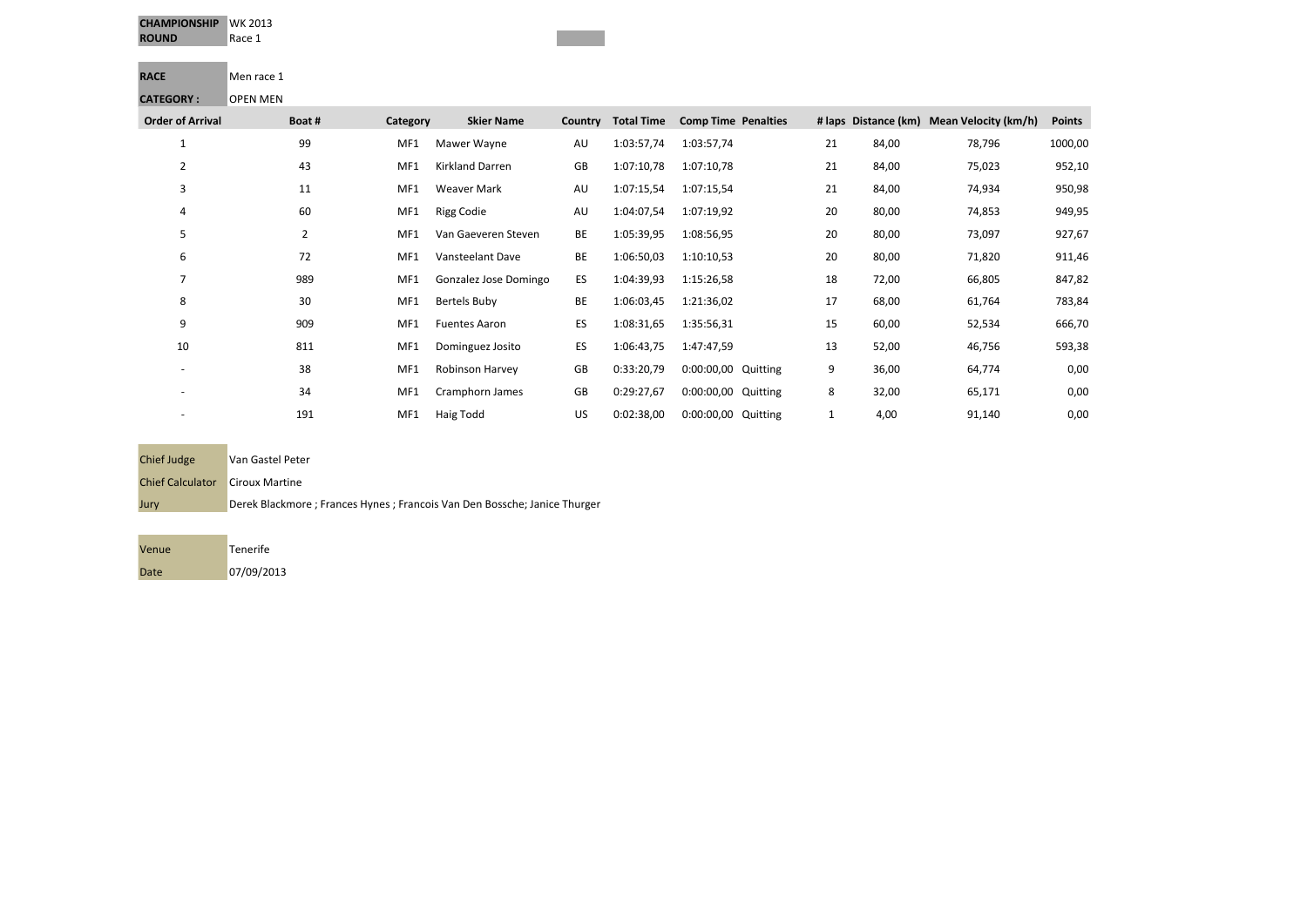| | |
|---|---|
| **CHAMPIONSHIP** | WK 2013 |
| **ROUND** | Race 1 |

| | |
|---|---|
| **RACE** | Men race 1 |
| **CATEGORY :** | OPEN MEN |

| Order of Arrival | Boat # | Category | Skier Name | Country | Total Time | Comp Time | Penalties | # laps | Distance (km) | Mean Velocity (km/h) | Points |
|---|---|---|---|---|---|---|---|---|---|---|---|
| 1 | 99 | MF1 | Mawer Wayne | AU | 1:03:57,74 | 1:03:57,74 | | 21 | 84,00 | 78,796 | 1000,00 |
| 2 | 43 | MF1 | Kirkland Darren | GB | 1:07:10,78 | 1:07:10,78 | | 21 | 84,00 | 75,023 | 952,10 |
| 3 | 11 | MF1 | Weaver Mark | AU | 1:07:15,54 | 1:07:15,54 | | 21 | 84,00 | 74,934 | 950,98 |
| 4 | 60 | MF1 | Rigg Codie | AU | 1:04:07,54 | 1:07:19,92 | | 20 | 80,00 | 74,853 | 949,95 |
| 5 | 2 | MF1 | Van Gaeveren Steven | BE | 1:05:39,95 | 1:08:56,95 | | 20 | 80,00 | 73,097 | 927,67 |
| 6 | 72 | MF1 | Vansteelant Dave | BE | 1:06:50,03 | 1:10:10,53 | | 20 | 80,00 | 71,820 | 911,46 |
| 7 | 989 | MF1 | Gonzalez Jose Domingo | ES | 1:04:39,93 | 1:15:26,58 | | 18 | 72,00 | 66,805 | 847,82 |
| 8 | 30 | MF1 | Bertels Buby | BE | 1:06:03,45 | 1:21:36,02 | | 17 | 68,00 | 61,764 | 783,84 |
| 9 | 909 | MF1 | Fuentes Aaron | ES | 1:08:31,65 | 1:35:56,31 | | 15 | 60,00 | 52,534 | 666,70 |
| 10 | 811 | MF1 | Dominguez Josito | ES | 1:06:43,75 | 1:47:47,59 | | 13 | 52,00 | 46,756 | 593,38 |
| - | 38 | MF1 | Robinson Harvey | GB | 0:33:20,79 | 0:00:00,00 | Quitting | 9 | 36,00 | 64,774 | 0,00 |
| - | 34 | MF1 | Cramphorn James | GB | 0:29:27,67 | 0:00:00,00 | Quitting | 8 | 32,00 | 65,171 | 0,00 |
| - | 191 | MF1 | Haig Todd | US | 0:02:38,00 | 0:00:00,00 | Quitting | 1 | 4,00 | 91,140 | 0,00 |

| | |
|---|---|
| Chief Judge | Van Gastel Peter |
| Chief Calculator | Ciroux Martine |
| Jury | Derek Blackmore ; Frances Hynes ; Francois Van Den Bossche; Janice Thurger |

| | |
|---|---|
| Venue | Tenerife |
| Date | 07/09/2013 |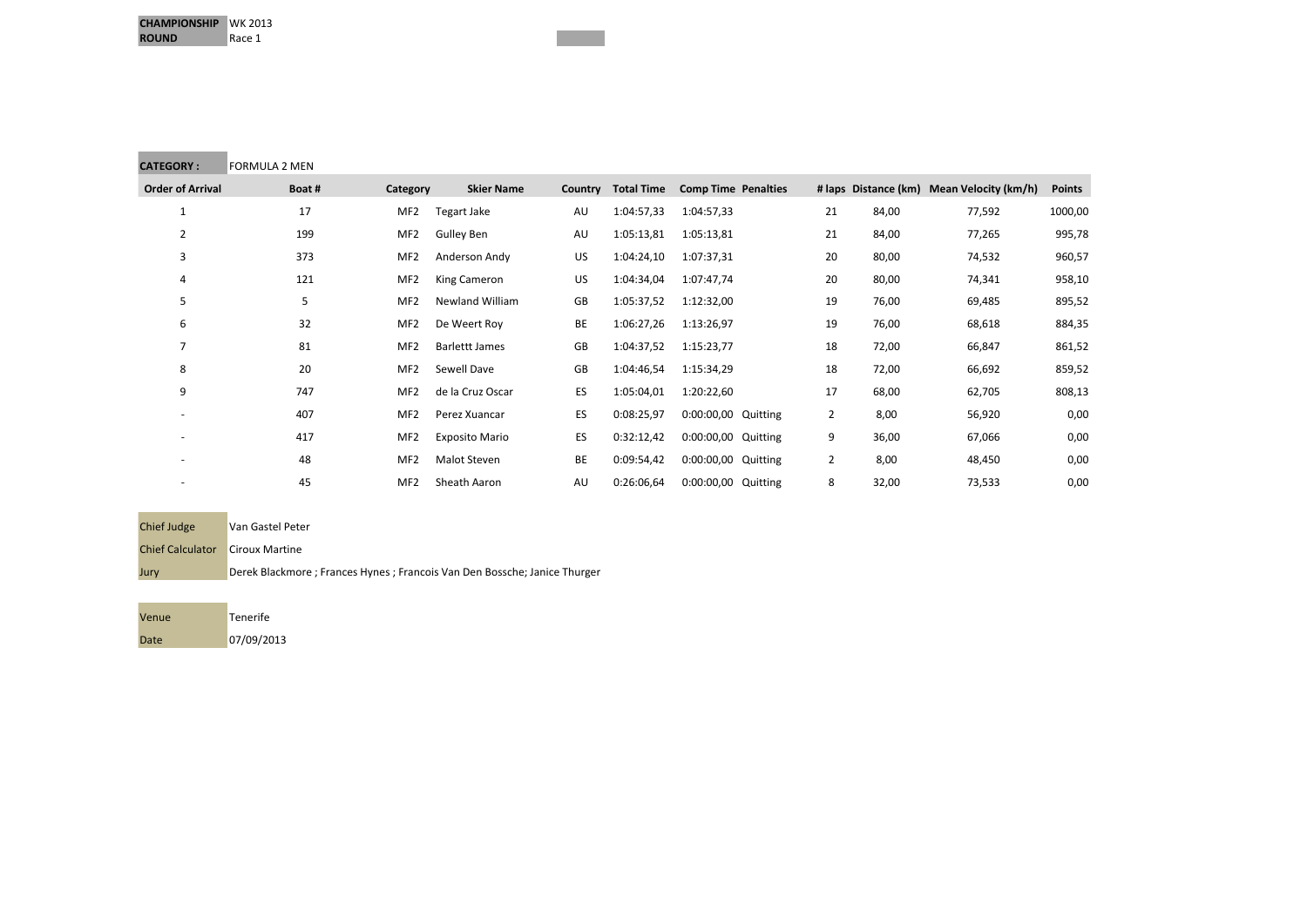| CHAMPIONSHIP | WK 2013 |
|---|---|
| ROUND | Race 1 |

**CATEGORY :** FORMULA 2 MEN

| Order of Arrival | Boat # | Category | Skier Name | Country | Total Time | Comp Time | Penalties | # laps | Distance (km) | Mean Velocity (km/h) | Points |
|---|---|---|---|---|---|---|---|---|---|---|---|
| 1 | 17 | MF2 | Tegart Jake | AU | 1:04:57,33 | 1:04:57,33 | | 21 | 84,00 | 77,592 | 1000,00 |
| 2 | 199 | MF2 | Gulley Ben | AU | 1:05:13,81 | 1:05:13,81 | | 21 | 84,00 | 77,265 | 995,78 |
| 3 | 373 | MF2 | Anderson Andy | US | 1:04:24,10 | 1:07:37,31 | | 20 | 80,00 | 74,532 | 960,57 |
| 4 | 121 | MF2 | King Cameron | US | 1:04:34,04 | 1:07:47,74 | | 20 | 80,00 | 74,341 | 958,10 |
| 5 | 5 | MF2 | Newland William | GB | 1:05:37,52 | 1:12:32,00 | | 19 | 76,00 | 69,485 | 895,52 |
| 6 | 32 | MF2 | De Weert Roy | BE | 1:06:27,26 | 1:13:26,97 | | 19 | 76,00 | 68,618 | 884,35 |
| 7 | 81 | MF2 | Barlettt James | GB | 1:04:37,52 | 1:15:23,77 | | 18 | 72,00 | 66,847 | 861,52 |
| 8 | 20 | MF2 | Sewell Dave | GB | 1:04:46,54 | 1:15:34,29 | | 18 | 72,00 | 66,692 | 859,52 |
| 9 | 747 | MF2 | de la Cruz Oscar | ES | 1:05:04,01 | 1:20:22,60 | | 17 | 68,00 | 62,705 | 808,13 |
| - | 407 | MF2 | Perez Xuancar | ES | 0:08:25,97 | 0:00:00,00 | Quitting | 2 | 8,00 | 56,920 | 0,00 |
| - | 417 | MF2 | Exposito Mario | ES | 0:32:12,42 | 0:00:00,00 | Quitting | 9 | 36,00 | 67,066 | 0,00 |
| - | 48 | MF2 | Malot Steven | BE | 0:09:54,42 | 0:00:00,00 | Quitting | 2 | 8,00 | 48,450 | 0,00 |
| - | 45 | MF2 | Sheath Aaron | AU | 0:26:06,64 | 0:00:00,00 | Quitting | 8 | 32,00 | 73,533 | 0,00 |

| Chief Judge | Van Gastel Peter |
|---|---|
| Chief Calculator | Ciroux Martine |
| Jury | Derek Blackmore ; Frances Hynes ; Francois Van Den Bossche; Janice Thurger |

| Venue | Tenerife |
|---|---|
| Date | 07/09/2013 |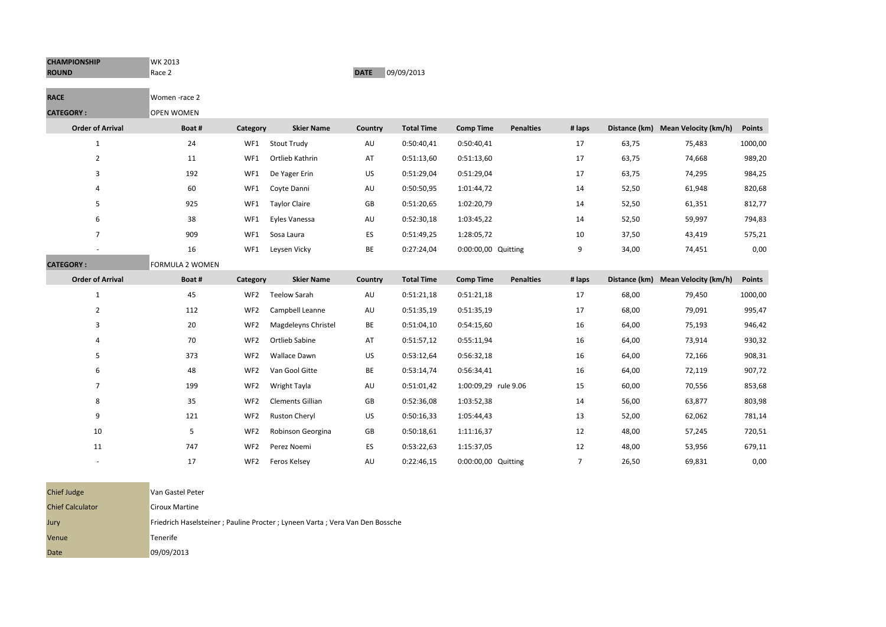| CHAMPIONSHIP | WK 2013 | | |
|---|---|---|---|
| ROUND | Race 2 | DATE | 09/09/2013 |

| RACE | Women -race 2 |
|---|---|
| CATEGORY : | OPEN WOMEN |

| Order of Arrival | Boat # | Category | Skier Name | Country | Total Time | Comp Time | Penalties | # laps | Distance (km) | Mean Velocity (km/h) | Points |
|---|---|---|---|---|---|---|---|---|---|---|---|
| 1 | 24 | WF1 | Stout Trudy | AU | 0:50:40,41 | 0:50:40,41 | | 17 | 63,75 | 75,483 | 1000,00 |
| 2 | 11 | WF1 | Ortlieb Kathrin | AT | 0:51:13,60 | 0:51:13,60 | | 17 | 63,75 | 74,668 | 989,20 |
| 3 | 192 | WF1 | De Yager Erin | US | 0:51:29,04 | 0:51:29,04 | | 17 | 63,75 | 74,295 | 984,25 |
| 4 | 60 | WF1 | Coyte Danni | AU | 0:50:50,95 | 1:01:44,72 | | 14 | 52,50 | 61,948 | 820,68 |
| 5 | 925 | WF1 | Taylor Claire | GB | 0:51:20,65 | 1:02:20,79 | | 14 | 52,50 | 61,351 | 812,77 |
| 6 | 38 | WF1 | Eyles Vanessa | AU | 0:52:30,18 | 1:03:45,22 | | 14 | 52,50 | 59,997 | 794,83 |
| 7 | 909 | WF1 | Sosa Laura | ES | 0:51:49,25 | 1:28:05,72 | | 10 | 37,50 | 43,419 | 575,21 |
| - | 16 | WF1 | Leysen Vicky | BE | 0:27:24,04 | 0:00:00,00 | Quitting | 9 | 34,00 | 74,451 | 0,00 |

| CATEGORY : | FORMULA 2 WOMEN |
|---|---|

| Order of Arrival | Boat # | Category | Skier Name | Country | Total Time | Comp Time | Penalties | # laps | Distance (km) | Mean Velocity (km/h) | Points |
|---|---|---|---|---|---|---|---|---|---|---|---|
| 1 | 45 | WF2 | Teelow Sarah | AU | 0:51:21,18 | 0:51:21,18 | | 17 | 68,00 | 79,450 | 1000,00 |
| 2 | 112 | WF2 | Campbell Leanne | AU | 0:51:35,19 | 0:51:35,19 | | 17 | 68,00 | 79,091 | 995,47 |
| 3 | 20 | WF2 | Magdeleyns Christel | BE | 0:51:04,10 | 0:54:15,60 | | 16 | 64,00 | 75,193 | 946,42 |
| 4 | 70 | WF2 | Ortlieb Sabine | AT | 0:51:57,12 | 0:55:11,94 | | 16 | 64,00 | 73,914 | 930,32 |
| 5 | 373 | WF2 | Wallace Dawn | US | 0:53:12,64 | 0:56:32,18 | | 16 | 64,00 | 72,166 | 908,31 |
| 6 | 48 | WF2 | Van Gool Gitte | BE | 0:53:14,74 | 0:56:34,41 | | 16 | 64,00 | 72,119 | 907,72 |
| 7 | 199 | WF2 | Wright Tayla | AU | 0:51:01,42 | 1:00:09,29 | rule 9.06 | 15 | 60,00 | 70,556 | 853,68 |
| 8 | 35 | WF2 | Clements Gillian | GB | 0:52:36,08 | 1:03:52,38 | | 14 | 56,00 | 63,877 | 803,98 |
| 9 | 121 | WF2 | Ruston Cheryl | US | 0:50:16,33 | 1:05:44,43 | | 13 | 52,00 | 62,062 | 781,14 |
| 10 | 5 | WF2 | Robinson Georgina | GB | 0:50:18,61 | 1:11:16,37 | | 12 | 48,00 | 57,245 | 720,51 |
| 11 | 747 | WF2 | Perez Noemi | ES | 0:53:22,63 | 1:15:37,05 | | 12 | 48,00 | 53,956 | 679,11 |
| - | 17 | WF2 | Feros Kelsey | AU | 0:22:46,15 | 0:00:00,00 | Quitting | 7 | 26,50 | 69,831 | 0,00 |

| Chief Judge | Van Gastel Peter |
|---|---|
| Chief Calculator | Ciroux Martine |
| Jury | Friedrich Haselsteiner ; Pauline Procter ; Lyneen Varta ; Vera Van Den Bossche |
| Venue | Tenerife |
| Date | 09/09/2013 |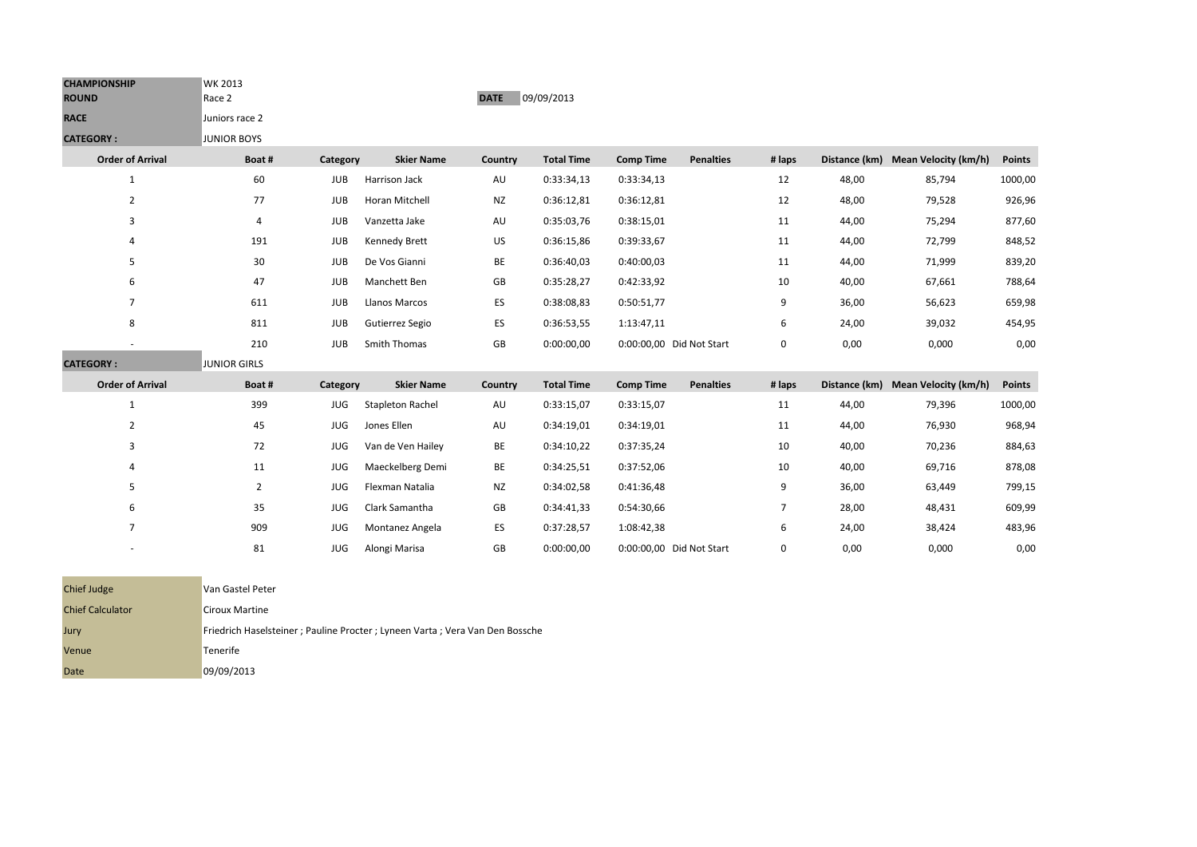| CHAMPIONSHIP | WK 2013 | | |
|---|---|---|---|
| ROUND | Race 2 | DATE | 09/09/2013 |
| RACE | Juniors race 2 | | |

**CATEGORY :** JUNIOR BOYS

| Order of Arrival | Boat # | Category | Skier Name | Country | Total Time | Comp Time | Penalties | # laps | Distance (km) | Mean Velocity (km/h) | Points |
|---|---|---|---|---|---|---|---|---|---|---|---|
| 1 | 60 | JUB | Harrison Jack | AU | 0:33:34,13 | 0:33:34,13 | | 12 | 48,00 | 85,794 | 1000,00 |
| 2 | 77 | JUB | Horan Mitchell | NZ | 0:36:12,81 | 0:36:12,81 | | 12 | 48,00 | 79,528 | 926,96 |
| 3 | 4 | JUB | Vanzetta Jake | AU | 0:35:03,76 | 0:38:15,01 | | 11 | 44,00 | 75,294 | 877,60 |
| 4 | 191 | JUB | Kennedy Brett | US | 0:36:15,86 | 0:39:33,67 | | 11 | 44,00 | 72,799 | 848,52 |
| 5 | 30 | JUB | De Vos Gianni | BE | 0:36:40,03 | 0:40:00,03 | | 11 | 44,00 | 71,999 | 839,20 |
| 6 | 47 | JUB | Manchett Ben | GB | 0:35:28,27 | 0:42:33,92 | | 10 | 40,00 | 67,661 | 788,64 |
| 7 | 611 | JUB | Llanos Marcos | ES | 0:38:08,83 | 0:50:51,77 | | 9 | 36,00 | 56,623 | 659,98 |
| 8 | 811 | JUB | Gutierrez Segio | ES | 0:36:53,55 | 1:13:47,11 | | 6 | 24,00 | 39,032 | 454,95 |
| - | 210 | JUB | Smith Thomas | GB | 0:00:00,00 | 0:00:00,00 | Did Not Start | 0 | 0,00 | 0,000 | 0,00 |

**CATEGORY :** JUNIOR GIRLS

| Order of Arrival | Boat # | Category | Skier Name | Country | Total Time | Comp Time | Penalties | # laps | Distance (km) | Mean Velocity (km/h) | Points |
|---|---|---|---|---|---|---|---|---|---|---|---|
| 1 | 399 | JUG | Stapleton Rachel | AU | 0:33:15,07 | 0:33:15,07 | | 11 | 44,00 | 79,396 | 1000,00 |
| 2 | 45 | JUG | Jones Ellen | AU | 0:34:19,01 | 0:34:19,01 | | 11 | 44,00 | 76,930 | 968,94 |
| 3 | 72 | JUG | Van de Ven Hailey | BE | 0:34:10,22 | 0:37:35,24 | | 10 | 40,00 | 70,236 | 884,63 |
| 4 | 11 | JUG | Maeckelberg Demi | BE | 0:34:25,51 | 0:37:52,06 | | 10 | 40,00 | 69,716 | 878,08 |
| 5 | 2 | JUG | Flexman Natalia | NZ | 0:34:02,58 | 0:41:36,48 | | 9 | 36,00 | 63,449 | 799,15 |
| 6 | 35 | JUG | Clark Samantha | GB | 0:34:41,33 | 0:54:30,66 | | 7 | 28,00 | 48,431 | 609,99 |
| 7 | 909 | JUG | Montanez Angela | ES | 0:37:28,57 | 1:08:42,38 | | 6 | 24,00 | 38,424 | 483,96 |
| - | 81 | JUG | Alongi Marisa | GB | 0:00:00,00 | 0:00:00,00 | Did Not Start | 0 | 0,00 | 0,000 | 0,00 |

| | |
|---|---|
| Chief Judge | Van Gastel Peter |
| Chief Calculator | Ciroux Martine |
| Jury | Friedrich Haselsteiner ; Pauline Procter ; Lyneen Varta ; Vera Van Den Bossche |
| Venue | Tenerife |
| Date | 09/09/2013 |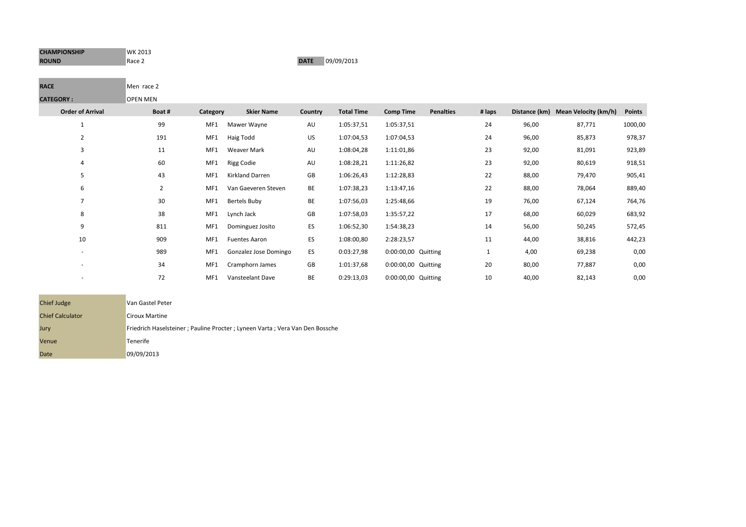| CHAMPIONSHIP | WK 2013 | | |
|---|---|---|---|
| ROUND | Race 2 | DATE | 09/09/2013 |

| RACE | Men race 2 |
|---|---|
| CATEGORY : | OPEN MEN |

| Order of Arrival | Boat # | Category | Skier Name | Country | Total Time | Comp Time | Penalties | # laps | Distance (km) | Mean Velocity (km/h) | Points |
|---|---|---|---|---|---|---|---|---|---|---|---|
| 1 | 99 | MF1 | Mawer Wayne | AU | 1:05:37,51 | 1:05:37,51 | | 24 | 96,00 | 87,771 | 1000,00 |
| 2 | 191 | MF1 | Haig Todd | US | 1:07:04,53 | 1:07:04,53 | | 24 | 96,00 | 85,873 | 978,37 |
| 3 | 11 | MF1 | Weaver Mark | AU | 1:08:04,28 | 1:11:01,86 | | 23 | 92,00 | 81,091 | 923,89 |
| 4 | 60 | MF1 | Rigg Codie | AU | 1:08:28,21 | 1:11:26,82 | | 23 | 92,00 | 80,619 | 918,51 |
| 5 | 43 | MF1 | Kirkland Darren | GB | 1:06:26,43 | 1:12:28,83 | | 22 | 88,00 | 79,470 | 905,41 |
| 6 | 2 | MF1 | Van Gaeveren Steven | BE | 1:07:38,23 | 1:13:47,16 | | 22 | 88,00 | 78,064 | 889,40 |
| 7 | 30 | MF1 | Bertels Buby | BE | 1:07:56,03 | 1:25:48,66 | | 19 | 76,00 | 67,124 | 764,76 |
| 8 | 38 | MF1 | Lynch Jack | GB | 1:07:58,03 | 1:35:57,22 | | 17 | 68,00 | 60,029 | 683,92 |
| 9 | 811 | MF1 | Dominguez Josito | ES | 1:06:52,30 | 1:54:38,23 | | 14 | 56,00 | 50,245 | 572,45 |
| 10 | 909 | MF1 | Fuentes Aaron | ES | 1:08:00,80 | 2:28:23,57 | | 11 | 44,00 | 38,816 | 442,23 |
| - | 989 | MF1 | Gonzalez Jose Domingo | ES | 0:03:27,98 | 0:00:00,00 | Quitting | 1 | 4,00 | 69,238 | 0,00 |
| - | 34 | MF1 | Cramphorn James | GB | 1:01:37,68 | 0:00:00,00 | Quitting | 20 | 80,00 | 77,887 | 0,00 |
| - | 72 | MF1 | Vansteelant Dave | BE | 0:29:13,03 | 0:00:00,00 | Quitting | 10 | 40,00 | 82,143 | 0,00 |

| Chief Judge | Van Gastel Peter |
|---|---|
| Chief Calculator | Ciroux Martine |
| Jury | Friedrich Haselsteiner ; Pauline Procter ; Lyneen Varta ; Vera Van Den Bossche |
| Venue | Tenerife |
| Date | 09/09/2013 |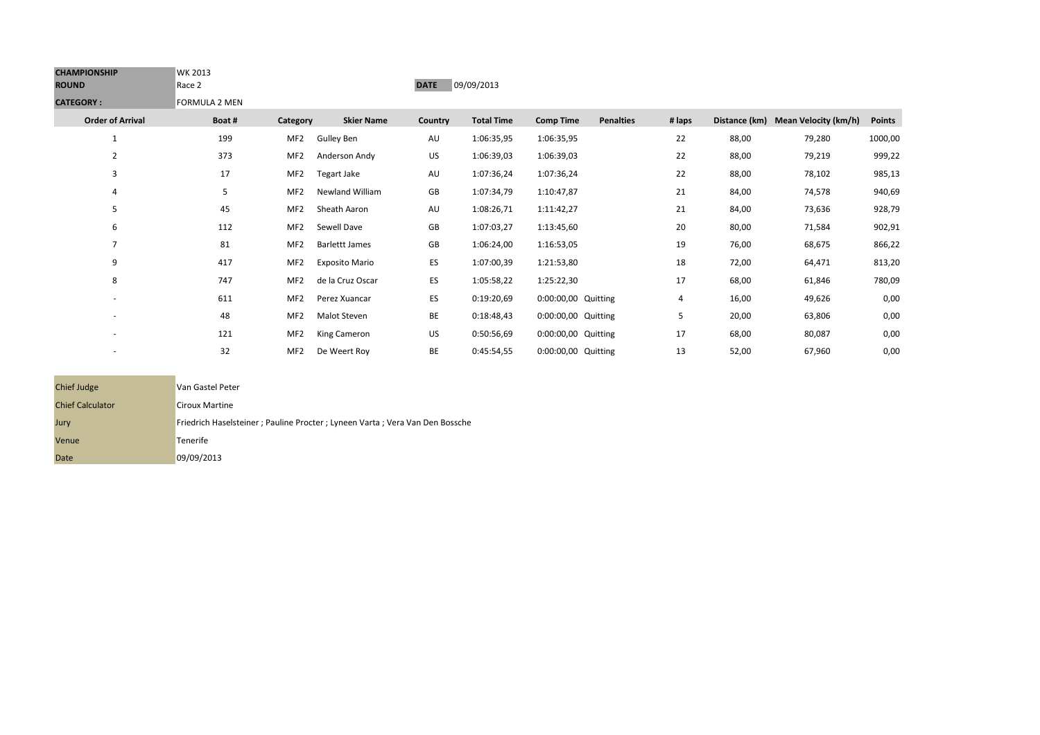| **CHAMPIONSHIP** | WK 2013 | | | | | | | | | | |
|---|---|---|---|---|---|---|---|---|---|---|---|
| **ROUND** | Race 2 | | | **DATE** | 09/09/2013 | | | | | | |
| **CATEGORY :** | FORMULA 2 MEN | | | | | | | | | | |

| Order of Arrival | Boat # | Category | Skier Name | Country | Total Time | Comp Time | Penalties | # laps | Distance (km) | Mean Velocity (km/h) | Points |
|---|---|---|---|---|---|---|---|---|---|---|---|
| 1 | 199 | MF2 | Gulley Ben | AU | 1:06:35,95 | 1:06:35,95 | | 22 | 88,00 | 79,280 | 1000,00 |
| 2 | 373 | MF2 | Anderson Andy | US | 1:06:39,03 | 1:06:39,03 | | 22 | 88,00 | 79,219 | 999,22 |
| 3 | 17 | MF2 | Tegart Jake | AU | 1:07:36,24 | 1:07:36,24 | | 22 | 88,00 | 78,102 | 985,13 |
| 4 | 5 | MF2 | Newland William | GB | 1:07:34,79 | 1:10:47,87 | | 21 | 84,00 | 74,578 | 940,69 |
| 5 | 45 | MF2 | Sheath Aaron | AU | 1:08:26,71 | 1:11:42,27 | | 21 | 84,00 | 73,636 | 928,79 |
| 6 | 112 | MF2 | Sewell Dave | GB | 1:07:03,27 | 1:13:45,60 | | 20 | 80,00 | 71,584 | 902,91 |
| 7 | 81 | MF2 | Barlettt James | GB | 1:06:24,00 | 1:16:53,05 | | 19 | 76,00 | 68,675 | 866,22 |
| 9 | 417 | MF2 | Exposito Mario | ES | 1:07:00,39 | 1:21:53,80 | | 18 | 72,00 | 64,471 | 813,20 |
| 8 | 747 | MF2 | de la Cruz Oscar | ES | 1:05:58,22 | 1:25:22,30 | | 17 | 68,00 | 61,846 | 780,09 |
| - | 611 | MF2 | Perez Xuancar | ES | 0:19:20,69 | 0:00:00,00 | Quitting | 4 | 16,00 | 49,626 | 0,00 |
| - | 48 | MF2 | Malot Steven | BE | 0:18:48,43 | 0:00:00,00 | Quitting | 5 | 20,00 | 63,806 | 0,00 |
| - | 121 | MF2 | King Cameron | US | 0:50:56,69 | 0:00:00,00 | Quitting | 17 | 68,00 | 80,087 | 0,00 |
| - | 32 | MF2 | De Weert Roy | BE | 0:45:54,55 | 0:00:00,00 | Quitting | 13 | 52,00 | 67,960 | 0,00 |

| | |
|---|---|
| Chief Judge | Van Gastel Peter |
| Chief Calculator | Ciroux Martine |
| Jury | Friedrich Haselsteiner ; Pauline Procter ; Lyneen Varta ; Vera Van Den Bossche |
| Venue | Tenerife |
| Date | 09/09/2013 |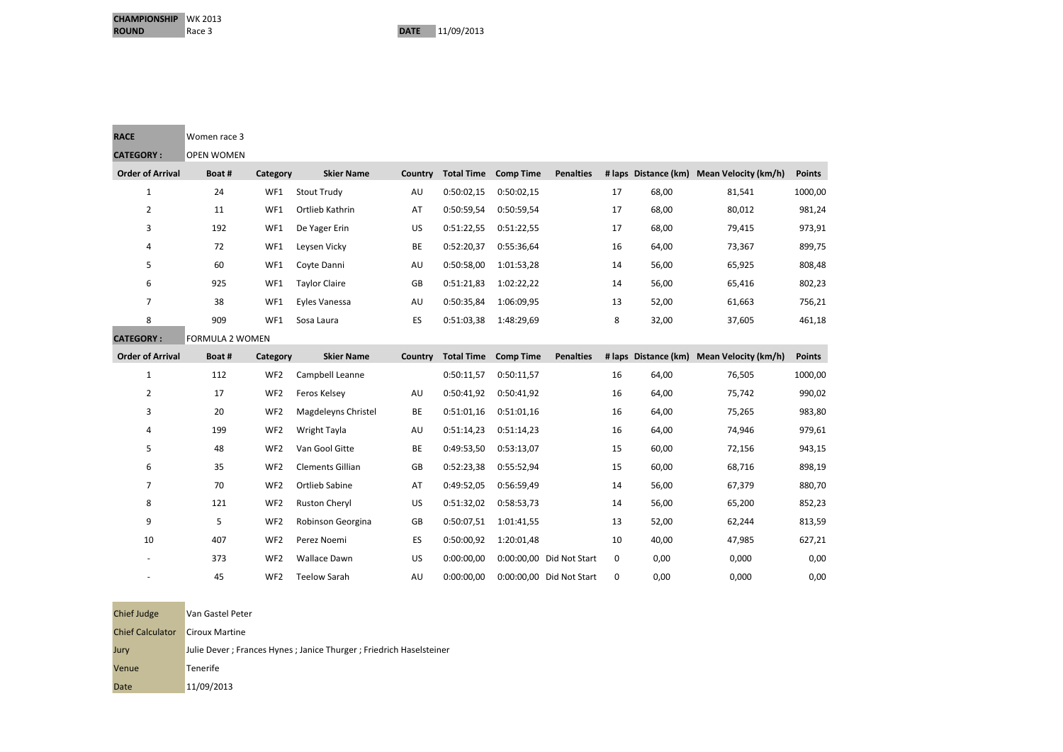| | | | |
|---|---|---|---|
| **CHAMPIONSHIP** | WK 2013 | | |
| **ROUND** | Race 3 | **DATE** | 11/09/2013 |

| | |
|---|---|
| **RACE** | Women race 3 |
| **CATEGORY :** | OPEN WOMEN |

| Order of Arrival | Boat # | Category | Skier Name | Country | Total Time | Comp Time | Penalties | # laps | Distance (km) | Mean Velocity (km/h) | Points |
|---|---|---|---|---|---|---|---|---|---|---|---|
| 1 | 24 | WF1 | Stout Trudy | AU | 0:50:02,15 | 0:50:02,15 | | 17 | 68,00 | 81,541 | 1000,00 |
| 2 | 11 | WF1 | Ortlieb Kathrin | AT | 0:50:59,54 | 0:50:59,54 | | 17 | 68,00 | 80,012 | 981,24 |
| 3 | 192 | WF1 | De Yager Erin | US | 0:51:22,55 | 0:51:22,55 | | 17 | 68,00 | 79,415 | 973,91 |
| 4 | 72 | WF1 | Leysen Vicky | BE | 0:52:20,37 | 0:55:36,64 | | 16 | 64,00 | 73,367 | 899,75 |
| 5 | 60 | WF1 | Coyte Danni | AU | 0:50:58,00 | 1:01:53,28 | | 14 | 56,00 | 65,925 | 808,48 |
| 6 | 925 | WF1 | Taylor Claire | GB | 0:51:21,83 | 1:02:22,22 | | 14 | 56,00 | 65,416 | 802,23 |
| 7 | 38 | WF1 | Eyles Vanessa | AU | 0:50:35,84 | 1:06:09,95 | | 13 | 52,00 | 61,663 | 756,21 |
| 8 | 909 | WF1 | Sosa Laura | ES | 0:51:03,38 | 1:48:29,69 | | 8 | 32,00 | 37,605 | 461,18 |

| | |
|---|---|
| **CATEGORY :** | FORMULA 2 WOMEN |

| Order of Arrival | Boat # | Category | Skier Name | Country | Total Time | Comp Time | Penalties | # laps | Distance (km) | Mean Velocity (km/h) | Points |
|---|---|---|---|---|---|---|---|---|---|---|---|
| 1 | 112 | WF2 | Campbell Leanne | | 0:50:11,57 | 0:50:11,57 | | 16 | 64,00 | 76,505 | 1000,00 |
| 2 | 17 | WF2 | Feros Kelsey | AU | 0:50:41,92 | 0:50:41,92 | | 16 | 64,00 | 75,742 | 990,02 |
| 3 | 20 | WF2 | Magdeleyns Christel | BE | 0:51:01,16 | 0:51:01,16 | | 16 | 64,00 | 75,265 | 983,80 |
| 4 | 199 | WF2 | Wright Tayla | AU | 0:51:14,23 | 0:51:14,23 | | 16 | 64,00 | 74,946 | 979,61 |
| 5 | 48 | WF2 | Van Gool Gitte | BE | 0:49:53,50 | 0:53:13,07 | | 15 | 60,00 | 72,156 | 943,15 |
| 6 | 35 | WF2 | Clements Gillian | GB | 0:52:23,38 | 0:55:52,94 | | 15 | 60,00 | 68,716 | 898,19 |
| 7 | 70 | WF2 | Ortlieb Sabine | AT | 0:49:52,05 | 0:56:59,49 | | 14 | 56,00 | 67,379 | 880,70 |
| 8 | 121 | WF2 | Ruston Cheryl | US | 0:51:32,02 | 0:58:53,73 | | 14 | 56,00 | 65,200 | 852,23 |
| 9 | 5 | WF2 | Robinson Georgina | GB | 0:50:07,51 | 1:01:41,55 | | 13 | 52,00 | 62,244 | 813,59 |
| 10 | 407 | WF2 | Perez Noemi | ES | 0:50:00,92 | 1:20:01,48 | | 10 | 40,00 | 47,985 | 627,21 |
| - | 373 | WF2 | Wallace Dawn | US | 0:00:00,00 | 0:00:00,00 | Did Not Start | 0 | 0,00 | 0,000 | 0,00 |
| - | 45 | WF2 | Teelow Sarah | AU | 0:00:00,00 | 0:00:00,00 | Did Not Start | 0 | 0,00 | 0,000 | 0,00 |

| | |
|---|---|
| Chief Judge | Van Gastel Peter |
| Chief Calculator | Ciroux Martine |
| Jury | Julie Dever ; Frances Hynes ; Janice Thurger ; Friedrich Haselsteiner |
| Venue | Tenerife |
| Date | 11/09/2013 |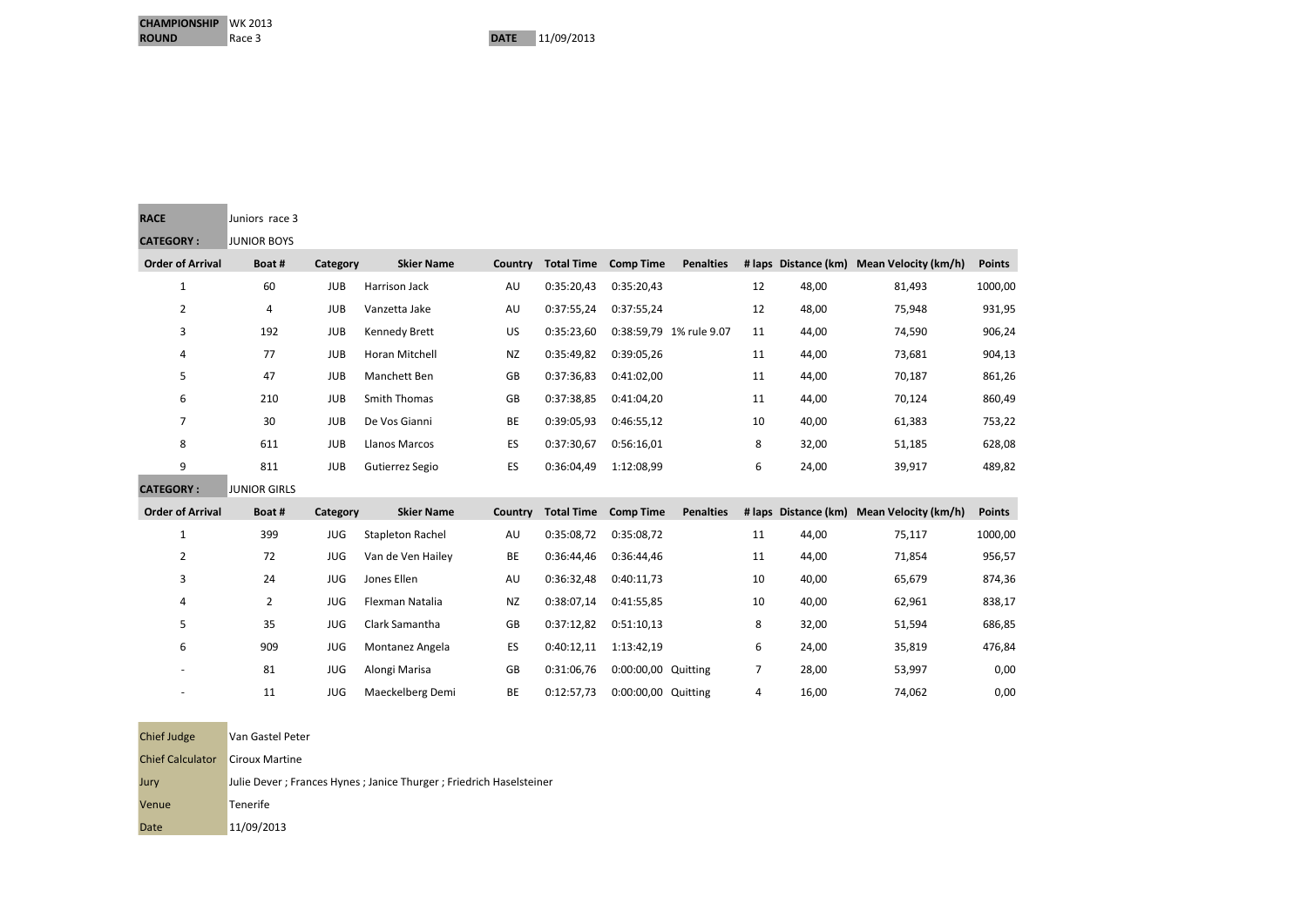| CHAMPIONSHIP | WK 2013 | | |
|---|---|---|---|
| ROUND | Race 3 | DATE | 11/09/2013 |

| RACE | Juniors race 3 |
|---|---|
| CATEGORY : | JUNIOR BOYS |

| Order of Arrival | Boat # | Category | Skier Name | Country | Total Time | Comp Time | Penalties | # laps | Distance (km) | Mean Velocity (km/h) | Points |
|---|---|---|---|---|---|---|---|---|---|---|---|
| 1 | 60 | JUB | Harrison Jack | AU | 0:35:20,43 | 0:35:20,43 | | 12 | 48,00 | 81,493 | 1000,00 |
| 2 | 4 | JUB | Vanzetta Jake | AU | 0:37:55,24 | 0:37:55,24 | | 12 | 48,00 | 75,948 | 931,95 |
| 3 | 192 | JUB | Kennedy Brett | US | 0:35:23,60 | 0:38:59,79 | 1% rule 9.07 | 11 | 44,00 | 74,590 | 906,24 |
| 4 | 77 | JUB | Horan Mitchell | NZ | 0:35:49,82 | 0:39:05,26 | | 11 | 44,00 | 73,681 | 904,13 |
| 5 | 47 | JUB | Manchett Ben | GB | 0:37:36,83 | 0:41:02,00 | | 11 | 44,00 | 70,187 | 861,26 |
| 6 | 210 | JUB | Smith Thomas | GB | 0:37:38,85 | 0:41:04,20 | | 11 | 44,00 | 70,124 | 860,49 |
| 7 | 30 | JUB | De Vos Gianni | BE | 0:39:05,93 | 0:46:55,12 | | 10 | 40,00 | 61,383 | 753,22 |
| 8 | 611 | JUB | Llanos Marcos | ES | 0:37:30,67 | 0:56:16,01 | | 8 | 32,00 | 51,185 | 628,08 |
| 9 | 811 | JUB | Gutierrez Segio | ES | 0:36:04,49 | 1:12:08,99 | | 6 | 24,00 | 39,917 | 489,82 |

| CATEGORY : | JUNIOR GIRLS |
|---|---|

| Order of Arrival | Boat # | Category | Skier Name | Country | Total Time | Comp Time | Penalties | # laps | Distance (km) | Mean Velocity (km/h) | Points |
|---|---|---|---|---|---|---|---|---|---|---|---|
| 1 | 399 | JUG | Stapleton Rachel | AU | 0:35:08,72 | 0:35:08,72 | | 11 | 44,00 | 75,117 | 1000,00 |
| 2 | 72 | JUG | Van de Ven Hailey | BE | 0:36:44,46 | 0:36:44,46 | | 11 | 44,00 | 71,854 | 956,57 |
| 3 | 24 | JUG | Jones Ellen | AU | 0:36:32,48 | 0:40:11,73 | | 10 | 40,00 | 65,679 | 874,36 |
| 4 | 2 | JUG | Flexman Natalia | NZ | 0:38:07,14 | 0:41:55,85 | | 10 | 40,00 | 62,961 | 838,17 |
| 5 | 35 | JUG | Clark Samantha | GB | 0:37:12,82 | 0:51:10,13 | | 8 | 32,00 | 51,594 | 686,85 |
| 6 | 909 | JUG | Montanez Angela | ES | 0:40:12,11 | 1:13:42,19 | | 6 | 24,00 | 35,819 | 476,84 |
| - | 81 | JUG | Alongi Marisa | GB | 0:31:06,76 | 0:00:00,00 | Quitting | 7 | 28,00 | 53,997 | 0,00 |
| - | 11 | JUG | Maeckelberg Demi | BE | 0:12:57,73 | 0:00:00,00 | Quitting | 4 | 16,00 | 74,062 | 0,00 |

| Chief Judge | Van Gastel Peter |
|---|---|
| Chief Calculator | Ciroux Martine |
| Jury | Julie Dever ; Frances Hynes ; Janice Thurger ; Friedrich Haselsteiner |
| Venue | Tenerife |
| Date | 11/09/2013 |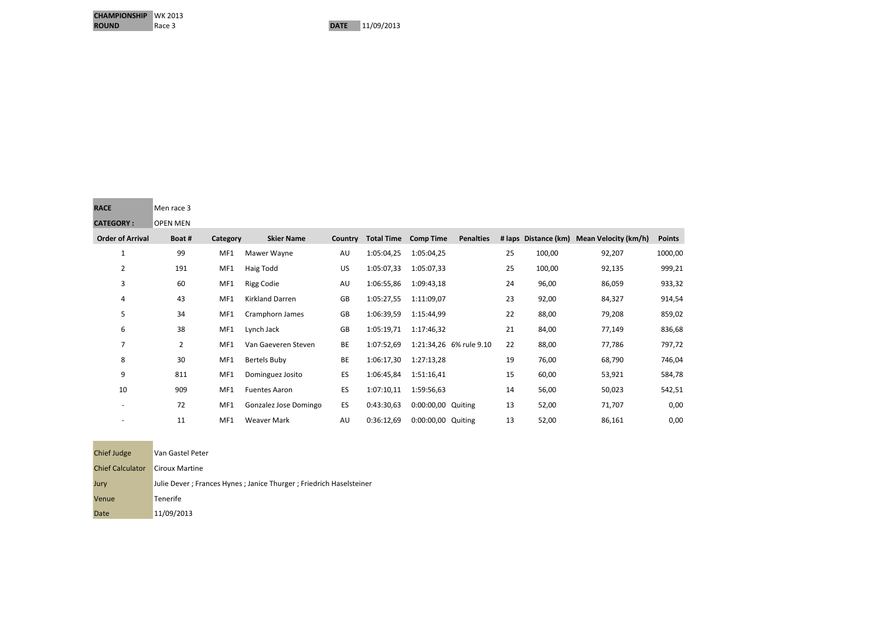| CHAMPIONSHIP | WK 2013 |
| --- | --- |
| ROUND | Race 3 |

**DATE** 11/09/2013

| RACE | Men race 3 |
| --- | --- |
| CATEGORY : | OPEN MEN |

| Order of Arrival | Boat # | Category | Skier Name | Country | Total Time | Comp Time | Penalties | # laps | Distance (km) | Mean Velocity (km/h) | Points |
| --- | --- | --- | --- | --- | --- | --- | --- | --- | --- | --- | --- |
| 1 | 99 | MF1 | Mawer Wayne | AU | 1:05:04,25 | 1:05:04,25 | | 25 | 100,00 | 92,207 | 1000,00 |
| 2 | 191 | MF1 | Haig Todd | US | 1:05:07,33 | 1:05:07,33 | | 25 | 100,00 | 92,135 | 999,21 |
| 3 | 60 | MF1 | Rigg Codie | AU | 1:06:55,86 | 1:09:43,18 | | 24 | 96,00 | 86,059 | 933,32 |
| 4 | 43 | MF1 | Kirkland Darren | GB | 1:05:27,55 | 1:11:09,07 | | 23 | 92,00 | 84,327 | 914,54 |
| 5 | 34 | MF1 | Cramphorn James | GB | 1:06:39,59 | 1:15:44,99 | | 22 | 88,00 | 79,208 | 859,02 |
| 6 | 38 | MF1 | Lynch Jack | GB | 1:05:19,71 | 1:17:46,32 | | 21 | 84,00 | 77,149 | 836,68 |
| 7 | 2 | MF1 | Van Gaeveren Steven | BE | 1:07:52,69 | 1:21:34,26 | 6% rule 9.10 | 22 | 88,00 | 77,786 | 797,72 |
| 8 | 30 | MF1 | Bertels Buby | BE | 1:06:17,30 | 1:27:13,28 | | 19 | 76,00 | 68,790 | 746,04 |
| 9 | 811 | MF1 | Dominguez Josito | ES | 1:06:45,84 | 1:51:16,41 | | 15 | 60,00 | 53,921 | 584,78 |
| 10 | 909 | MF1 | Fuentes Aaron | ES | 1:07:10,11 | 1:59:56,63 | | 14 | 56,00 | 50,023 | 542,51 |
| - | 72 | MF1 | Gonzalez Jose Domingo | ES | 0:43:30,63 | 0:00:00,00 | Quiting | 13 | 52,00 | 71,707 | 0,00 |
| - | 11 | MF1 | Weaver Mark | AU | 0:36:12,69 | 0:00:00,00 | Quiting | 13 | 52,00 | 86,161 | 0,00 |

| Chief Judge | Van Gastel Peter |
| --- | --- |
| Chief Calculator | Ciroux Martine |
| Jury | Julie Dever ; Frances Hynes ; Janice Thurger ; Friedrich Haselsteiner |
| Venue | Tenerife |
| Date | 11/09/2013 |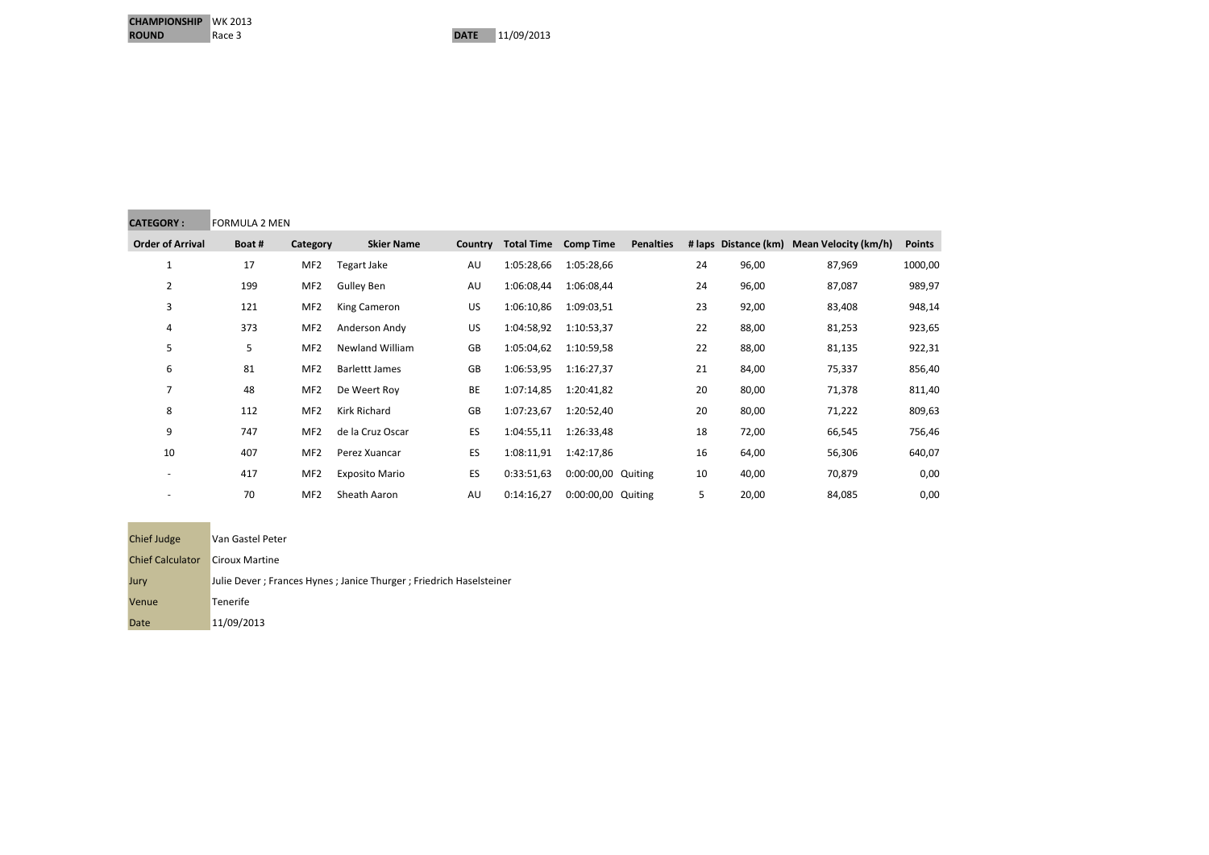| CHAMPIONSHIP | WK 2013 | | |
|---|---|---|---|
| ROUND | Race 3 | DATE | 11/09/2013 |

**CATEGORY :** FORMULA 2 MEN

| Order of Arrival | Boat # | Category | Skier Name | Country | Total Time | Comp Time | Penalties | # laps | Distance (km) | Mean Velocity (km/h) | Points |
|---|---|---|---|---|---|---|---|---|---|---|---|
| 1 | 17 | MF2 | Tegart Jake | AU | 1:05:28,66 | 1:05:28,66 | | 24 | 96,00 | 87,969 | 1000,00 |
| 2 | 199 | MF2 | Gulley Ben | AU | 1:06:08,44 | 1:06:08,44 | | 24 | 96,00 | 87,087 | 989,97 |
| 3 | 121 | MF2 | King Cameron | US | 1:06:10,86 | 1:09:03,51 | | 23 | 92,00 | 83,408 | 948,14 |
| 4 | 373 | MF2 | Anderson Andy | US | 1:04:58,92 | 1:10:53,37 | | 22 | 88,00 | 81,253 | 923,65 |
| 5 | 5 | MF2 | Newland William | GB | 1:05:04,62 | 1:10:59,58 | | 22 | 88,00 | 81,135 | 922,31 |
| 6 | 81 | MF2 | Barlettt James | GB | 1:06:53,95 | 1:16:27,37 | | 21 | 84,00 | 75,337 | 856,40 |
| 7 | 48 | MF2 | De Weert Roy | BE | 1:07:14,85 | 1:20:41,82 | | 20 | 80,00 | 71,378 | 811,40 |
| 8 | 112 | MF2 | Kirk Richard | GB | 1:07:23,67 | 1:20:52,40 | | 20 | 80,00 | 71,222 | 809,63 |
| 9 | 747 | MF2 | de la Cruz Oscar | ES | 1:04:55,11 | 1:26:33,48 | | 18 | 72,00 | 66,545 | 756,46 |
| 10 | 407 | MF2 | Perez Xuancar | ES | 1:08:11,91 | 1:42:17,86 | | 16 | 64,00 | 56,306 | 640,07 |
| - | 417 | MF2 | Exposito Mario | ES | 0:33:51,63 | 0:00:00,00 | Quiting | 10 | 40,00 | 70,879 | 0,00 |
| - | 70 | MF2 | Sheath Aaron | AU | 0:14:16,27 | 0:00:00,00 | Quiting | 5 | 20,00 | 84,085 | 0,00 |

| | |
|---|---|
| Chief Judge | Van Gastel Peter |
| Chief Calculator | Ciroux Martine |
| Jury | Julie Dever ; Frances Hynes ; Janice Thurger ; Friedrich Haselsteiner |
| Venue | Tenerife |
| Date | 11/09/2013 |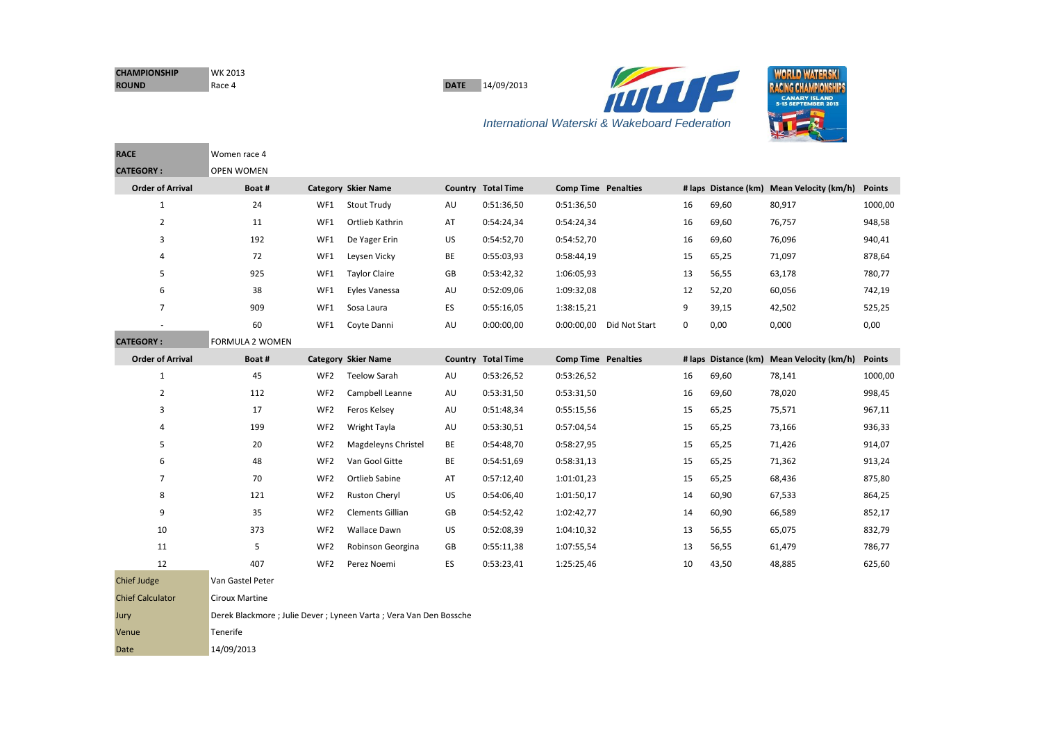| CHAMPIONSHIP | WK 2013 |
|---|---|
| ROUND | Race 4 |

**DATE** 14/09/2013

*International Waterski & Wakeboard Federation*

| RACE | Women race 4 |
|---|---|

**CATEGORY :** OPEN WOMEN

| Order of Arrival | Boat # | Category | Skier Name | Country | Total Time | Comp Time | Penalties | # laps | Distance (km) | Mean Velocity (km/h) | Points |
|---|---|---|---|---|---|---|---|---|---|---|---|
| 1 | 24 | WF1 | Stout Trudy | AU | 0:51:36,50 | 0:51:36,50 | | 16 | 69,60 | 80,917 | 1000,00 |
| 2 | 11 | WF1 | Ortlieb Kathrin | AT | 0:54:24,34 | 0:54:24,34 | | 16 | 69,60 | 76,757 | 948,58 |
| 3 | 192 | WF1 | De Yager Erin | US | 0:54:52,70 | 0:54:52,70 | | 16 | 69,60 | 76,096 | 940,41 |
| 4 | 72 | WF1 | Leysen Vicky | BE | 0:55:03,93 | 0:58:44,19 | | 15 | 65,25 | 71,097 | 878,64 |
| 5 | 925 | WF1 | Taylor Claire | GB | 0:53:42,32 | 1:06:05,93 | | 13 | 56,55 | 63,178 | 780,77 |
| 6 | 38 | WF1 | Eyles Vanessa | AU | 0:52:09,06 | 1:09:32,08 | | 12 | 52,20 | 60,056 | 742,19 |
| 7 | 909 | WF1 | Sosa Laura | ES | 0:55:16,05 | 1:38:15,21 | | 9 | 39,15 | 42,502 | 525,25 |
| - | 60 | WF1 | Coyte Danni | AU | 0:00:00,00 | 0:00:00,00 | Did Not Start | 0 | 0,00 | 0,000 | 0,00 |

**CATEGORY :** FORMULA 2 WOMEN

| Order of Arrival | Boat # | Category | Skier Name | Country | Total Time | Comp Time | Penalties | # laps | Distance (km) | Mean Velocity (km/h) | Points |
|---|---|---|---|---|---|---|---|---|---|---|---|
| 1 | 45 | WF2 | Teelow Sarah | AU | 0:53:26,52 | 0:53:26,52 | | 16 | 69,60 | 78,141 | 1000,00 |
| 2 | 112 | WF2 | Campbell Leanne | AU | 0:53:31,50 | 0:53:31,50 | | 16 | 69,60 | 78,020 | 998,45 |
| 3 | 17 | WF2 | Feros Kelsey | AU | 0:51:48,34 | 0:55:15,56 | | 15 | 65,25 | 75,571 | 967,11 |
| 4 | 199 | WF2 | Wright Tayla | AU | 0:53:30,51 | 0:57:04,54 | | 15 | 65,25 | 73,166 | 936,33 |
| 5 | 20 | WF2 | Magdeleyns Christel | BE | 0:54:48,70 | 0:58:27,95 | | 15 | 65,25 | 71,426 | 914,07 |
| 6 | 48 | WF2 | Van Gool Gitte | BE | 0:54:51,69 | 0:58:31,13 | | 15 | 65,25 | 71,362 | 913,24 |
| 7 | 70 | WF2 | Ortlieb Sabine | AT | 0:57:12,40 | 1:01:01,23 | | 15 | 65,25 | 68,436 | 875,80 |
| 8 | 121 | WF2 | Ruston Cheryl | US | 0:54:06,40 | 1:01:50,17 | | 14 | 60,90 | 67,533 | 864,25 |
| 9 | 35 | WF2 | Clements Gillian | GB | 0:54:52,42 | 1:02:42,77 | | 14 | 60,90 | 66,589 | 852,17 |
| 10 | 373 | WF2 | Wallace Dawn | US | 0:52:08,39 | 1:04:10,32 | | 13 | 56,55 | 65,075 | 832,79 |
| 11 | 5 | WF2 | Robinson Georgina | GB | 0:55:11,38 | 1:07:55,54 | | 13 | 56,55 | 61,479 | 786,77 |
| 12 | 407 | WF2 | Perez Noemi | ES | 0:53:23,41 | 1:25:25,46 | | 10 | 43,50 | 48,885 | 625,60 |

| Chief Judge | Van Gastel Peter |
|---|---|
| Chief Calculator | Ciroux Martine |
| Jury | Derek Blackmore ; Julie Dever ; Lyneen Varta ; Vera Van Den Bossche |
| Venue | Tenerife |
| Date | 14/09/2013 |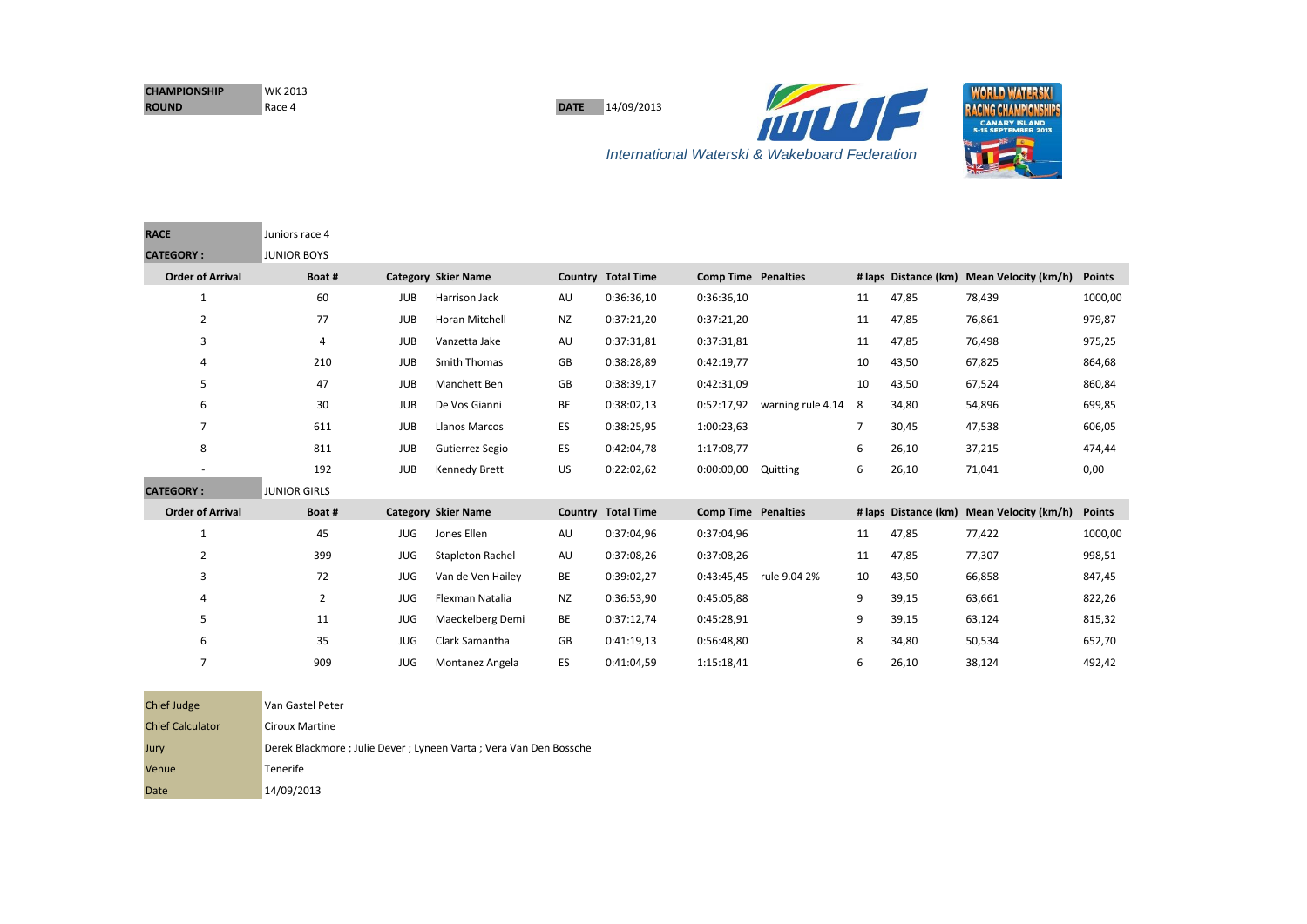| | |
|---|---|
| **CHAMPIONSHIP** | WK 2013 |
| **ROUND** | Race 4 |

**DATE** 14/09/2013

*International Waterski & Wakeboard Federation*

| | |
|---|---|
| **RACE** | Juniors race 4 |
| **CATEGORY :** | JUNIOR BOYS |

| Order of Arrival | Boat # | Category | Skier Name | Country | Total Time | Comp Time | Penalties | # laps | Distance (km) | Mean Velocity (km/h) | Points |
|---|---|---|---|---|---|---|---|---|---|---|---|
| 1 | 60 | JUB | Harrison Jack | AU | 0:36:36,10 | 0:36:36,10 | | 11 | 47,85 | 78,439 | 1000,00 |
| 2 | 77 | JUB | Horan Mitchell | NZ | 0:37:21,20 | 0:37:21,20 | | 11 | 47,85 | 76,861 | 979,87 |
| 3 | 4 | JUB | Vanzetta Jake | AU | 0:37:31,81 | 0:37:31,81 | | 11 | 47,85 | 76,498 | 975,25 |
| 4 | 210 | JUB | Smith Thomas | GB | 0:38:28,89 | 0:42:19,77 | | 10 | 43,50 | 67,825 | 864,68 |
| 5 | 47 | JUB | Manchett Ben | GB | 0:38:39,17 | 0:42:31,09 | | 10 | 43,50 | 67,524 | 860,84 |
| 6 | 30 | JUB | De Vos Gianni | BE | 0:38:02,13 | 0:52:17,92 | warning rule 4.14 | 8 | 34,80 | 54,896 | 699,85 |
| 7 | 611 | JUB | Llanos Marcos | ES | 0:38:25,95 | 1:00:23,63 | | 7 | 30,45 | 47,538 | 606,05 |
| 8 | 811 | JUB | Gutierrez Segio | ES | 0:42:04,78 | 1:17:08,77 | | 6 | 26,10 | 37,215 | 474,44 |
| - | 192 | JUB | Kennedy Brett | US | 0:22:02,62 | 0:00:00,00 | Quitting | 6 | 26,10 | 71,041 | 0,00 |

| | |
|---|---|
| **CATEGORY :** | JUNIOR GIRLS |

| Order of Arrival | Boat # | Category | Skier Name | Country | Total Time | Comp Time | Penalties | # laps | Distance (km) | Mean Velocity (km/h) | Points |
|---|---|---|---|---|---|---|---|---|---|---|---|
| 1 | 45 | JUG | Jones Ellen | AU | 0:37:04,96 | 0:37:04,96 | | 11 | 47,85 | 77,422 | 1000,00 |
| 2 | 399 | JUG | Stapleton Rachel | AU | 0:37:08,26 | 0:37:08,26 | | 11 | 47,85 | 77,307 | 998,51 |
| 3 | 72 | JUG | Van de Ven Hailey | BE | 0:39:02,27 | 0:43:45,45 | rule 9.04 2% | 10 | 43,50 | 66,858 | 847,45 |
| 4 | 2 | JUG | Flexman Natalia | NZ | 0:36:53,90 | 0:45:05,88 | | 9 | 39,15 | 63,661 | 822,26 |
| 5 | 11 | JUG | Maeckelberg Demi | BE | 0:37:12,74 | 0:45:28,91 | | 9 | 39,15 | 63,124 | 815,32 |
| 6 | 35 | JUG | Clark Samantha | GB | 0:41:19,13 | 0:56:48,80 | | 8 | 34,80 | 50,534 | 652,70 |
| 7 | 909 | JUG | Montanez Angela | ES | 0:41:04,59 | 1:15:18,41 | | 6 | 26,10 | 38,124 | 492,42 |

| | |
|---|---|
| Chief Judge | Van Gastel Peter |
| Chief Calculator | Ciroux Martine |
| Jury | Derek Blackmore ; Julie Dever ; Lyneen Varta ; Vera Van Den Bossche |
| Venue | Tenerife |
| Date | 14/09/2013 |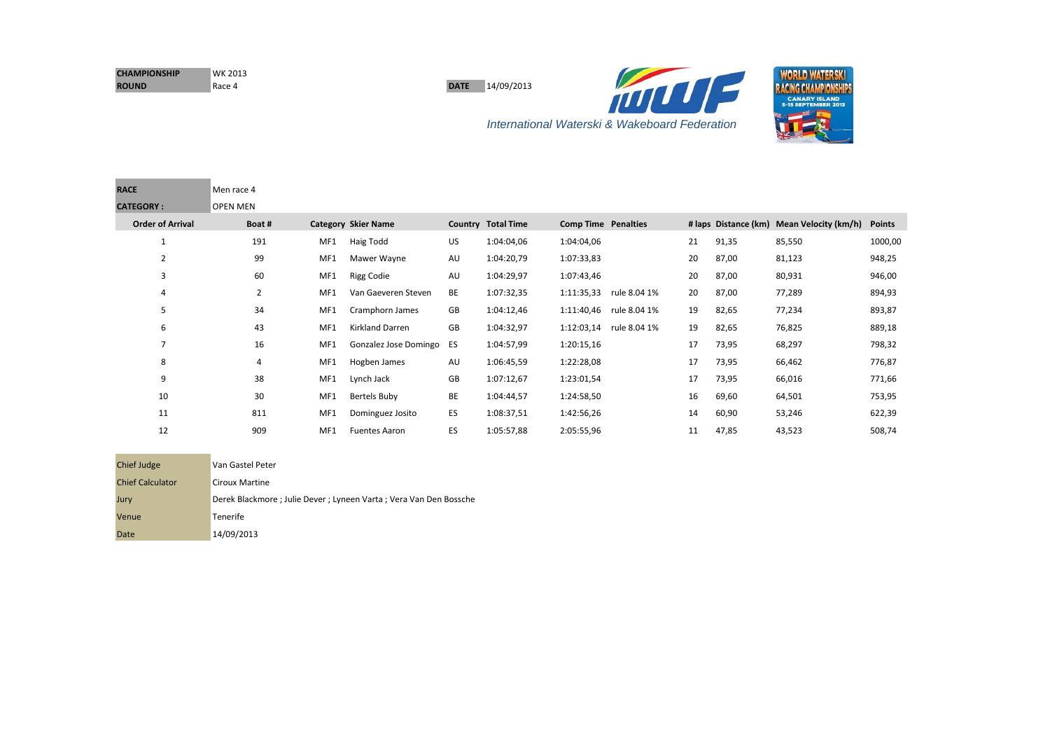| CHAMPIONSHIP | WK 2013 |
|---|---|
| ROUND | Race 4 |

**DATE** 14/09/2013

*International Waterski & Wakeboard Federation*

| RACE | Men race 4 |
|---|---|
| CATEGORY : | OPEN MEN |

| Order of Arrival | Boat # | Category | Skier Name | Country | Total Time | Comp Time | Penalties | # laps | Distance (km) | Mean Velocity (km/h) | Points |
|---|---|---|---|---|---|---|---|---|---|---|---|
| 1 | 191 | MF1 | Haig Todd | US | 1:04:04,06 | 1:04:04,06 | | 21 | 91,35 | 85,550 | 1000,00 |
| 2 | 99 | MF1 | Mawer Wayne | AU | 1:04:20,79 | 1:07:33,83 | | 20 | 87,00 | 81,123 | 948,25 |
| 3 | 60 | MF1 | Rigg Codie | AU | 1:04:29,97 | 1:07:43,46 | | 20 | 87,00 | 80,931 | 946,00 |
| 4 | 2 | MF1 | Van Gaeveren Steven | BE | 1:07:32,35 | 1:11:35,33 | rule 8.04 1% | 20 | 87,00 | 77,289 | 894,93 |
| 5 | 34 | MF1 | Cramphorn James | GB | 1:04:12,46 | 1:11:40,46 | rule 8.04 1% | 19 | 82,65 | 77,234 | 893,87 |
| 6 | 43 | MF1 | Kirkland Darren | GB | 1:04:32,97 | 1:12:03,14 | rule 8.04 1% | 19 | 82,65 | 76,825 | 889,18 |
| 7 | 16 | MF1 | Gonzalez Jose Domingo | ES | 1:04:57,99 | 1:20:15,16 | | 17 | 73,95 | 68,297 | 798,32 |
| 8 | 4 | MF1 | Hogben James | AU | 1:06:45,59 | 1:22:28,08 | | 17 | 73,95 | 66,462 | 776,87 |
| 9 | 38 | MF1 | Lynch Jack | GB | 1:07:12,67 | 1:23:01,54 | | 17 | 73,95 | 66,016 | 771,66 |
| 10 | 30 | MF1 | Bertels Buby | BE | 1:04:44,57 | 1:24:58,50 | | 16 | 69,60 | 64,501 | 753,95 |
| 11 | 811 | MF1 | Dominguez Josito | ES | 1:08:37,51 | 1:42:56,26 | | 14 | 60,90 | 53,246 | 622,39 |
| 12 | 909 | MF1 | Fuentes Aaron | ES | 1:05:57,88 | 2:05:55,96 | | 11 | 47,85 | 43,523 | 508,74 |

| Chief Judge | Van Gastel Peter |
|---|---|
| Chief Calculator | Ciroux Martine |
| Jury | Derek Blackmore ; Julie Dever ; Lyneen Varta ; Vera Van Den Bossche |
| Venue | Tenerife |
| Date | 14/09/2013 |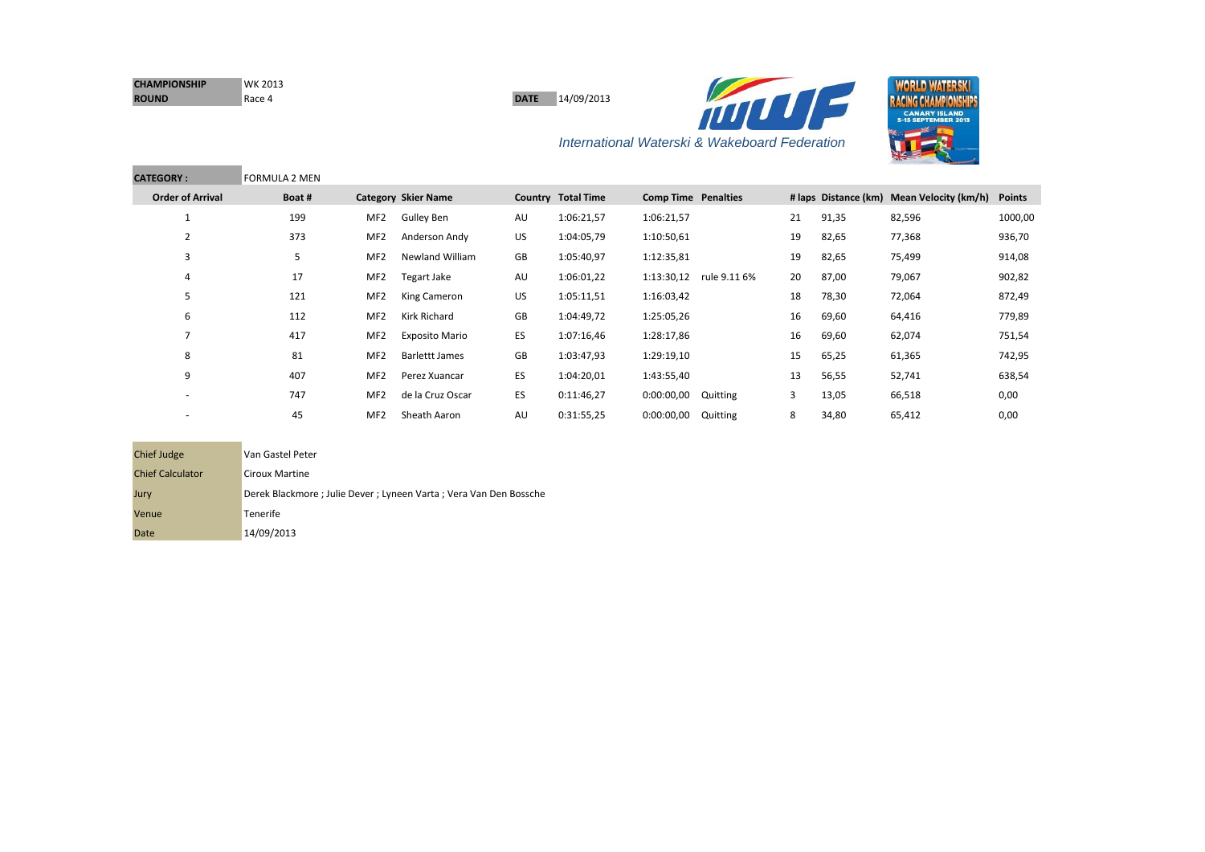| | | | |
|---|---|---|---|
| **CHAMPIONSHIP** | WK 2013 | | |
| **ROUND** | Race 4 | **DATE** | 14/09/2013 |

*International Waterski & Wakeboard Federation*

WORLD WATERSKI RACING CHAMPIONSHIPS
CANARY ISLAND
5-15 SEPTEMBER 2013

**CATEGORY :** FORMULA 2 MEN

| Order of Arrival | Boat # | Category | Skier Name | Country | Total Time | Comp Time | Penalties | # laps | Distance (km) | Mean Velocity (km/h) | Points |
|---|---|---|---|---|---|---|---|---|---|---|---|
| 1 | 199 | MF2 | Gulley Ben | AU | 1:06:21,57 | 1:06:21,57 | | 21 | 91,35 | 82,596 | 1000,00 |
| 2 | 373 | MF2 | Anderson Andy | US | 1:04:05,79 | 1:10:50,61 | | 19 | 82,65 | 77,368 | 936,70 |
| 3 | 5 | MF2 | Newland William | GB | 1:05:40,97 | 1:12:35,81 | | 19 | 82,65 | 75,499 | 914,08 |
| 4 | 17 | MF2 | Tegart Jake | AU | 1:06:01,22 | 1:13:30,12 | rule 9.11 6% | 20 | 87,00 | 79,067 | 902,82 |
| 5 | 121 | MF2 | King Cameron | US | 1:05:11,51 | 1:16:03,42 | | 18 | 78,30 | 72,064 | 872,49 |
| 6 | 112 | MF2 | Kirk Richard | GB | 1:04:49,72 | 1:25:05,26 | | 16 | 69,60 | 64,416 | 779,89 |
| 7 | 417 | MF2 | Exposito Mario | ES | 1:07:16,46 | 1:28:17,86 | | 16 | 69,60 | 62,074 | 751,54 |
| 8 | 81 | MF2 | Barlettt James | GB | 1:03:47,93 | 1:29:19,10 | | 15 | 65,25 | 61,365 | 742,95 |
| 9 | 407 | MF2 | Perez Xuancar | ES | 1:04:20,01 | 1:43:55,40 | | 13 | 56,55 | 52,741 | 638,54 |
| - | 747 | MF2 | de la Cruz Oscar | ES | 0:11:46,27 | 0:00:00,00 | Quitting | 3 | 13,05 | 66,518 | 0,00 |
| - | 45 | MF2 | Sheath Aaron | AU | 0:31:55,25 | 0:00:00,00 | Quitting | 8 | 34,80 | 65,412 | 0,00 |

| | |
|---|---|
| Chief Judge | Van Gastel Peter |
| Chief Calculator | Ciroux Martine |
| Jury | Derek Blackmore ; Julie Dever ; Lyneen Varta ; Vera Van Den Bossche |
| Venue | Tenerife |
| Date | 14/09/2013 |